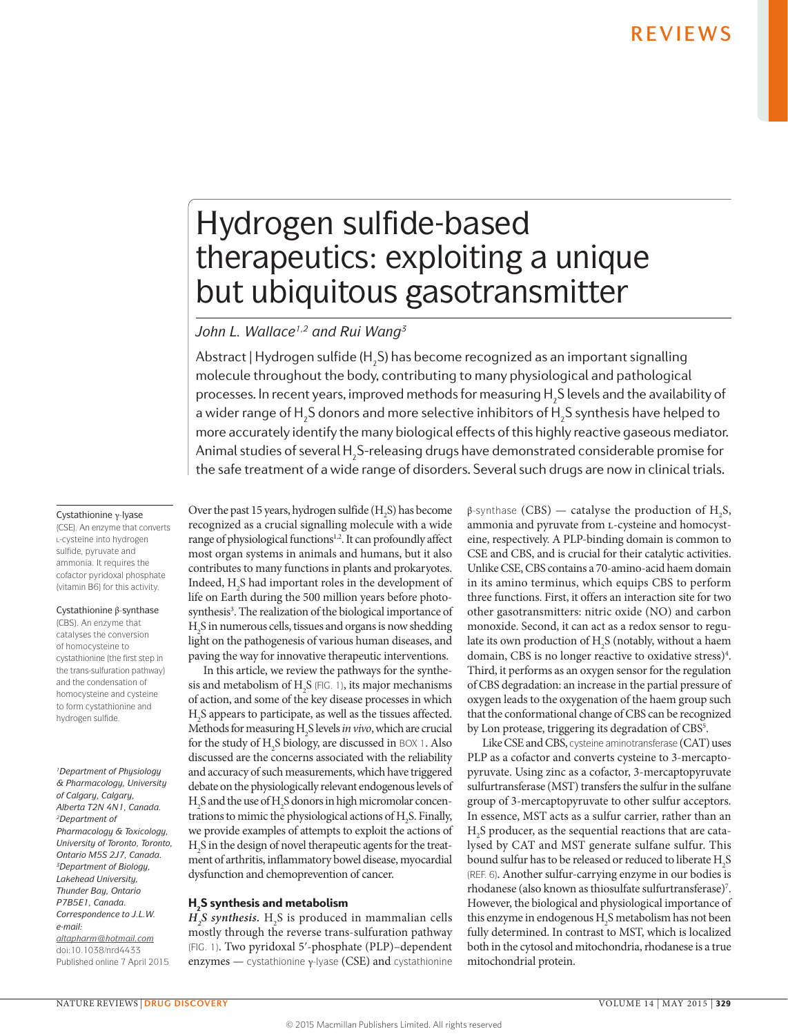# Hydrogen sulfide-based therapeutics: exploiting a unique but ubiquitous gasotransmitter

*John L. Wallace[1,2] and Rui Wang[3]*

Abstract | Hydrogen sulfide ($H_2S$) has become recognized as an important signalling molecule throughout the body, contributing to many physiological and pathological processes. In recent years, improved methods for measuring $H_2S$ levels and the availability of a wider range of $H_2S$ donors and more selective inhibitors of $H_2S$ synthesis have helped to more accurately identify the many biological effects of this highly reactive gaseous mediator. Animal studies of several $H_2S$-releasing drugs have demonstrated considerable promise for the safe treatment of a wide range of disorders. Several such drugs are now in clinical trials.

Cystathionine γ-lyase (CSE). An enzyme that converts L-cysteine into hydrogen sulfide, pyruvate and ammonia. It requires the cofactor pyridoxal phosphate (vitamin B6) for this activity.

Cystathionine β-synthase (CBS). An enzyme that catalyses the conversion of homocysteine to cystathionine (the first step in the trans-sulfuration pathway) and the condensation of homocysteine and cysteine to form cystathionine and hydrogen sulfide.

*[1]Department of Physiology & Pharmacology, University of Calgary, Calgary, Alberta T2N 4N1, Canada.*
*[2]Department of Pharmacology & Toxicology, University of Toronto, Toronto, Ontario M5S 2J7, Canada.*
*[3]Department of Biology, Lakehead University, Thunder Bay, Ontario P7B5E1, Canada.*
*Correspondence to J.L.W. e-mail: altapharm@hotmail.com*
doi:10.1038/nrd4433
Published online 7 April 2015

Over the past 15 years, hydrogen sulfide ($H_2S$) has become recognized as a crucial signalling molecule with a wide range of physiological functions[1,2]. It can profoundly affect most organ systems in animals and humans, but it also contributes to many functions in plants and prokaryotes. Indeed, $H_2S$ had important roles in the development of life on Earth during the 500 million years before photosynthesis[3]. The realization of the biological importance of $H_2S$ in numerous cells, tissues and organs is now shedding light on the pathogenesis of various human diseases, and paving the way for innovative therapeutic interventions.

In this article, we review the pathways for the synthesis and metabolism of $H_2S$ (FIG. 1), its major mechanisms of action, and some of the key disease processes in which $H_2S$ appears to participate, as well as the tissues affected. Methods for measuring $H_2S$ levels *in vivo*, which are crucial for the study of $H_2S$ biology, are discussed in BOX 1. Also discussed are the concerns associated with the reliability and accuracy of such measurements, which have triggered debate on the physiologically relevant endogenous levels of $H_2S$ and the use of $H_2S$ donors in high micromolar concentrations to mimic the physiological actions of $H_2S$. Finally, we provide examples of attempts to exploit the actions of $H_2S$ in the design of novel therapeutic agents for the treatment of arthritis, inflammatory bowel disease, myocardial dysfunction and chemoprevention of cancer.

## $H_2S$ synthesis and metabolism

***$H_2S$ synthesis.*** $H_2S$ is produced in mammalian cells mostly through the reverse trans-sulfuration pathway (FIG. 1). Two pyridoxal 5′-phosphate (PLP)–dependent enzymes — cystathionine γ-lyase (CSE) and cystathionine β-synthase (CBS) — catalyse the production of $H_2S$, ammonia and pyruvate from L-cysteine and homocysteine, respectively. A PLP-binding domain is common to CSE and CBS, and is crucial for their catalytic activities. Unlike CSE, CBS contains a 70-amino-acid haem domain in its amino terminus, which equips CBS to perform three functions. First, it offers an interaction site for two other gasotransmitters: nitric oxide (NO) and carbon monoxide. Second, it can act as a redox sensor to regulate its own production of $H_2S$ (notably, without a haem domain, CBS is no longer reactive to oxidative stress)[4]. Third, it performs as an oxygen sensor for the regulation of CBS degradation: an increase in the partial pressure of oxygen leads to the oxygenation of the haem group such that the conformational change of CBS can be recognized by Lon protease, triggering its degradation of CBS[5].

Like CSE and CBS, cysteine aminotransferase (CAT) uses PLP as a cofactor and converts cysteine to 3-mercaptopyruvate. Using zinc as a cofactor, 3-mercaptopyruvate sulfurtransferase (MST) transfers the sulfur in the sulfane group of 3-mercaptopyruvate to other sulfur acceptors. In essence, MST acts as a sulfur carrier, rather than an $H_2S$ producer, as the sequential reactions that are catalysed by CAT and MST generate sulfane sulfur. This bound sulfur has to be released or reduced to liberate $H_2S$ (REF. 6). Another sulfur-carrying enzyme in our bodies is rhodanese (also known as thiosulfate sulfurtransferase)[7]. However, the biological and physiological importance of this enzyme in endogenous $H_2S$ metabolism has not been fully determined. In contrast to MST, which is localized both in the cytosol and mitochondria, rhodanese is a true mitochondrial protein.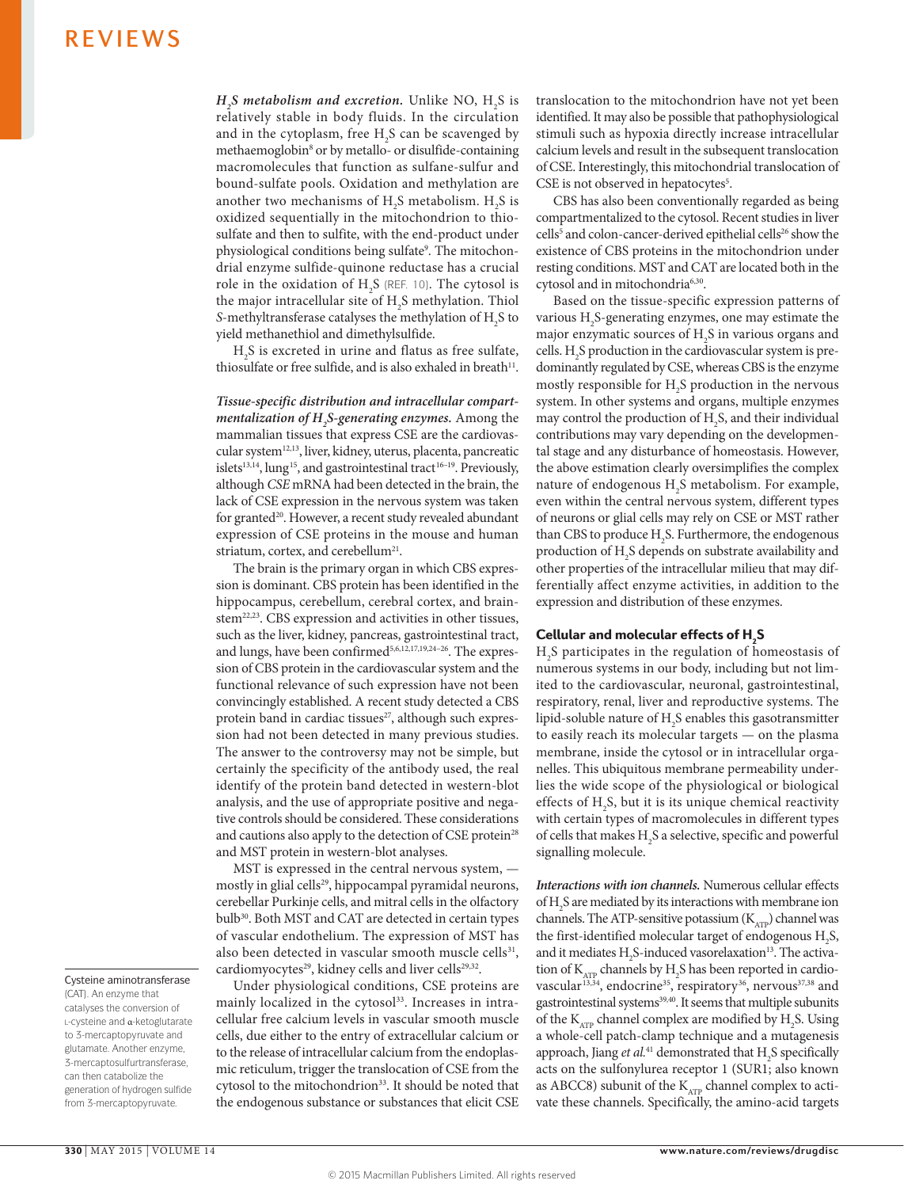***$H_2S$ metabolism and excretion.*** Unlike NO, $H_2S$ is relatively stable in body fluids. In the circulation and in the cytoplasm, free $H_2S$ can be scavenged by methaemoglobin[8] or by metallo- or disulfide-containing macromolecules that function as sulfane-sulfur and bound-sulfate pools. Oxidation and methylation are another two mechanisms of $H_2S$ metabolism. $H_2S$ is oxidized sequentially in the mitochondrion to thiosulfate and then to sulfite, with the end-product under physiological conditions being sulfate[9]. The mitochondrial enzyme sulfide-quinone reductase has a crucial role in the oxidation of $H_2S$ (REF. 10). The cytosol is the major intracellular site of $H_2S$ methylation. Thiol *S*-methyltransferase catalyses the methylation of $H_2S$ to yield methanethiol and dimethylsulfide.

$H_2S$ is excreted in urine and flatus as free sulfate, thiosulfate or free sulfide, and is also exhaled in breath[11].

***Tissue-specific distribution and intracellular compartmentalization of $H_2S$-generating enzymes.*** Among the mammalian tissues that express CSE are the cardiovascular system[12,13], liver, kidney, uterus, placenta, pancreatic islets[13,14], lung[15], and gastrointestinal tract[16–19]. Previously, although *CSE* mRNA had been detected in the brain, the lack of CSE expression in the nervous system was taken for granted[20]. However, a recent study revealed abundant expression of CSE proteins in the mouse and human striatum, cortex, and cerebellum[21].

The brain is the primary organ in which CBS expression is dominant. CBS protein has been identified in the hippocampus, cerebellum, cerebral cortex, and brainstem[22,23]. CBS expression and activities in other tissues, such as the liver, kidney, pancreas, gastrointestinal tract, and lungs, have been confirmed[5,6,12,17,19,24–26]. The expression of CBS protein in the cardiovascular system and the functional relevance of such expression have not been convincingly established. A recent study detected a CBS protein band in cardiac tissues[27], although such expression had not been detected in many previous studies. The answer to the controversy may not be simple, but certainly the specificity of the antibody used, the real identify of the protein band detected in western-blot analysis, and the use of appropriate positive and negative controls should be considered. These considerations and cautions also apply to the detection of CSE protein[28] and MST protein in western-blot analyses.

MST is expressed in the central nervous system, — mostly in glial cells[29], hippocampal pyramidal neurons, cerebellar Purkinje cells, and mitral cells in the olfactory bulb[30]. Both MST and CAT are detected in certain types of vascular endothelium. The expression of MST has also been detected in vascular smooth muscle cells[31], cardiomyocytes[29], kidney cells and liver cells[29,32].

Under physiological conditions, CSE proteins are mainly localized in the cytosol[33]. Increases in intracellular free calcium levels in vascular smooth muscle cells, due either to the entry of extracellular calcium or to the release of intracellular calcium from the endoplasmic reticulum, trigger the translocation of CSE from the cytosol to the mitochondrion[33]. It should be noted that the endogenous substance or substances that elicit CSE translocation to the mitochondrion have not yet been identified. It may also be possible that pathophysiological stimuli such as hypoxia directly increase intracellular calcium levels and result in the subsequent translocation of CSE. Interestingly, this mitochondrial translocation of CSE is not observed in hepatocytes[5].

CBS has also been conventionally regarded as being compartmentalized to the cytosol. Recent studies in liver cells[5] and colon-cancer-derived epithelial cells[26] show the existence of CBS proteins in the mitochondrion under resting conditions. MST and CAT are located both in the cytosol and in mitochondria[6,30].

Based on the tissue-specific expression patterns of various $H_2S$-generating enzymes, one may estimate the major enzymatic sources of $H_2S$ in various organs and cells. $H_2S$ production in the cardiovascular system is predominantly regulated by CSE, whereas CBS is the enzyme mostly responsible for $H_2S$ production in the nervous system. In other systems and organs, multiple enzymes may control the production of $H_2S$, and their individual contributions may vary depending on the developmental stage and any disturbance of homeostasis. However, the above estimation clearly oversimplifies the complex nature of endogenous $H_2S$ metabolism. For example, even within the central nervous system, different types of neurons or glial cells may rely on CSE or MST rather than CBS to produce $H_2S$. Furthermore, the endogenous production of $H_2S$ depends on substrate availability and other properties of the intracellular milieu that may differentially affect enzyme activities, in addition to the expression and distribution of these enzymes.

## Cellular and molecular effects of $H_2S$

$H_2S$ participates in the regulation of homeostasis of numerous systems in our body, including but not limited to the cardiovascular, neuronal, gastrointestinal, respiratory, renal, liver and reproductive systems. The lipid-soluble nature of $H_2S$ enables this gasotransmitter to easily reach its molecular targets — on the plasma membrane, inside the cytosol or in intracellular organelles. This ubiquitous membrane permeability underlies the wide scope of the physiological or biological effects of $H_2S$, but it is its unique chemical reactivity with certain types of macromolecules in different types of cells that makes $H_2S$ a selective, specific and powerful signalling molecule.

***Interactions with ion channels.*** Numerous cellular effects of $H_2S$ are mediated by its interactions with membrane ion channels. The ATP-sensitive potassium ($K_{ATP}$) channel was the first-identified molecular target of endogenous $H_2S$, and it mediates $H_2S$-induced vasorelaxation[13]. The activation of $K_{ATP}$ channels by $H_2S$ has been reported in cardiovascular[13,34], endocrine[35], respiratory[36], nervous[37,38] and gastrointestinal systems[39,40]. It seems that multiple subunits of the $K_{ATP}$ channel complex are modified by $H_2S$. Using a whole-cell patch-clamp technique and a mutagenesis approach, Jiang *et al.*[41] demonstrated that $H_2S$ specifically acts on the sulfonylurea receptor 1 (SUR1; also known as ABCC8) subunit of the $K_{ATP}$ channel complex to activate these channels. Specifically, the amino-acid targets

**Cysteine aminotransferase**
(CAT). An enzyme that catalyses the conversion of L-cysteine and α-ketoglutarate to 3-mercaptopyruvate and glutamate. Another enzyme, 3-mercaptosulfurtransferase, can then catabolize the generation of hydrogen sulfide from 3-mercaptopyruvate.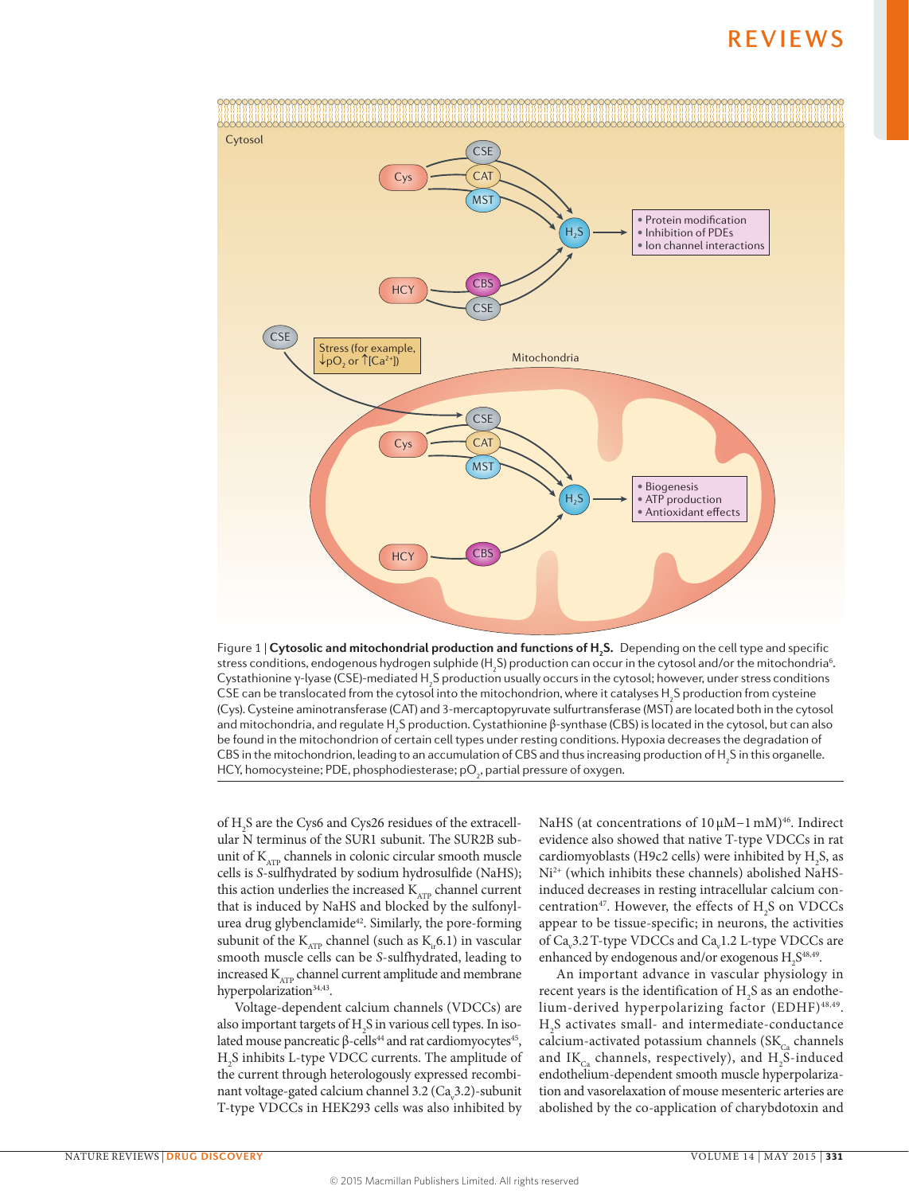Figure 1 | **Cytosolic and mitochondrial production and functions of $H_2S$.** Depending on the cell type and specific stress conditions, endogenous hydrogen sulphide ($H_2S$) production can occur in the cytosol and/or the mitochondria[6]. Cystathionine γ-lyase (CSE)-mediated $H_2S$ production usually occurs in the cytosol; however, under stress conditions CSE can be translocated from the cytosol into the mitochondrion, where it catalyses $H_2S$ production from cysteine (Cys). Cysteine aminotransferase (CAT) and 3-mercaptopyruvate sulfurtransferase (MST) are located both in the cytosol and mitochondria, and regulate $H_2S$ production. Cystathionine β-synthase (CBS) is located in the cytosol, but can also be found in the mitochondrion of certain cell types under resting conditions. Hypoxia decreases the degradation of CBS in the mitochondrion, leading to an accumulation of CBS and thus increasing production of $H_2S$ in this organelle. HCY, homocysteine; PDE, phosphodiesterase; $pO_2$, partial pressure of oxygen.

of $H_2S$ are the Cys6 and Cys26 residues of the extracellular N terminus of the SUR1 subunit. The SUR2B subunit of $K_{ATP}$ channels in colonic circular smooth muscle cells is *S*-sulfhydrated by sodium hydrosulfide (NaHS); this action underlies the increased $K_{ATP}$ channel current that is induced by NaHS and blocked by the sulfonylurea drug glybenclamide[42]. Similarly, the pore-forming subunit of the $K_{ATP}$ channel (such as $K_{ir}6.1$) in vascular smooth muscle cells can be *S*-sulfhydrated, leading to increased $K_{ATP}$ channel current amplitude and membrane hyperpolarization[34,43].

Voltage-dependent calcium channels (VDCCs) are also important targets of $H_2S$ in various cell types. In isolated mouse pancreatic β-cells[44] and rat cardiomyocytes[45], $H_2S$ inhibits L-type VDCC currents. The amplitude of the current through heterologously expressed recombinant voltage-gated calcium channel 3.2 ($Ca_v3.2$)-subunit T-type VDCCs in HEK293 cells was also inhibited by NaHS (at concentrations of 10 μM–1 mM)[46]. Indirect evidence also showed that native T-type VDCCs in rat cardiomyoblasts (H9c2 cells) were inhibited by $H_2S$, as $Ni^{2+}$ (which inhibits these channels) abolished NaHS-induced decreases in resting intracellular calcium concentration[47]. However, the effects of $H_2S$ on VDCCs appear to be tissue-specific; in neurons, the activities of $Ca_v3.2$ T-type VDCCs and $Ca_v1.2$ L-type VDCCs are enhanced by endogenous and/or exogenous $H_2S$[48,49].

An important advance in vascular physiology in recent years is the identification of $H_2S$ as an endothelium-derived hyperpolarizing factor (EDHF)[48,49]. $H_2S$ activates small- and intermediate-conductance calcium-activated potassium channels ($SK_{Ca}$ channels and $IK_{Ca}$ channels, respectively), and $H_2S$-induced endothelium-dependent smooth muscle hyperpolarization and vasorelaxation of mouse mesenteric arteries are abolished by the co-application of charybdotoxin and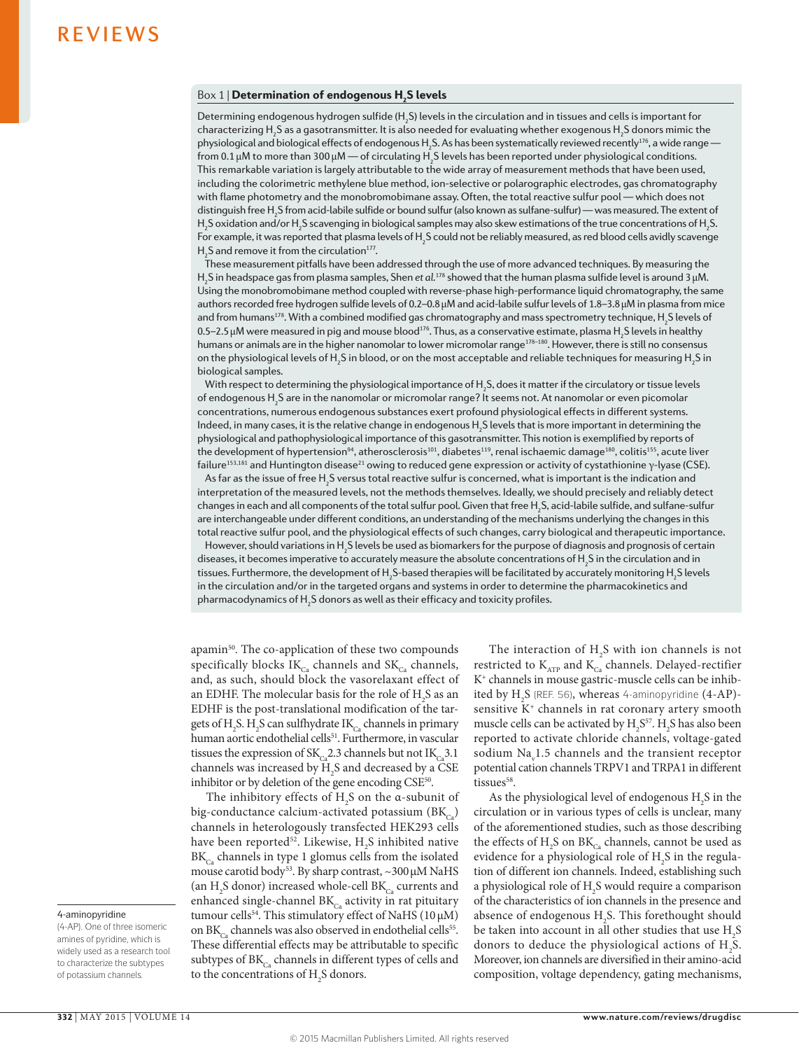### Box 1 | Determination of endogenous $H_2S$ levels

Determining endogenous hydrogen sulfide ($H_2S$) levels in the circulation and in tissues and cells is important for characterizing $H_2S$ as a gasotransmitter. It is also needed for evaluating whether exogenous $H_2S$ donors mimic the physiological and biological effects of endogenous $H_2S$. As has been systematically reviewed recently[176], a wide range — from 0.1 μM to more than 300 μM — of circulating $H_2S$ levels has been reported under physiological conditions. This remarkable variation is largely attributable to the wide array of measurement methods that have been used, including the colorimetric methylene blue method, ion-selective or polarographic electrodes, gas chromatography with flame photometry and the monobromobimane assay. Often, the total reactive sulfur pool — which does not distinguish free $H_2S$ from acid-labile sulfide or bound sulfur (also known as sulfane-sulfur) — was measured. The extent of $H_2S$ oxidation and/or $H_2S$ scavenging in biological samples may also skew estimations of the true concentrations of $H_2S$. For example, it was reported that plasma levels of $H_2S$ could not be reliably measured, as red blood cells avidly scavenge $H_2S$ and remove it from the circulation[177].

These measurement pitfalls have been addressed through the use of more advanced techniques. By measuring the $H_2S$ in headspace gas from plasma samples, Shen *et al.*[178] showed that the human plasma sulfide level is around 3 μM. Using the monobromobimane method coupled with reverse-phase high-performance liquid chromatography, the same authors recorded free hydrogen sulfide levels of 0.2–0.8 μM and acid-labile sulfur levels of 1.8–3.8 μM in plasma from mice and from humans[178]. With a combined modified gas chromatography and mass spectrometry technique, $H_2S$ levels of 0.5–2.5 μM were measured in pig and mouse blood[176]. Thus, as a conservative estimate, plasma $H_2S$ levels in healthy humans or animals are in the higher nanomolar to lower micromolar range[178–180]. However, there is still no consensus on the physiological levels of $H_2S$ in blood, or on the most acceptable and reliable techniques for measuring $H_2S$ in biological samples.

With respect to determining the physiological importance of $H_2S$, does it matter if the circulatory or tissue levels of endogenous $H_2S$ are in the nanomolar or micromolar range? It seems not. At nanomolar or even picomolar concentrations, numerous endogenous substances exert profound physiological effects in different systems. Indeed, in many cases, it is the relative change in endogenous $H_2S$ levels that is more important in determining the physiological and pathophysiological importance of this gasotransmitter. This notion is exemplified by reports of the development of hypertension[94], atherosclerosis[101], diabetes[119], renal ischaemic damage[180], colitis[155], acute liver failure[153,181] and Huntington disease[21] owing to reduced gene expression or activity of cystathionine γ-lyase (CSE).

As far as the issue of free $H_2S$ versus total reactive sulfur is concerned, what is important is the indication and interpretation of the measured levels, not the methods themselves. Ideally, we should precisely and reliably detect changes in each and all components of the total sulfur pool. Given that free $H_2S$, acid-labile sulfide, and sulfane-sulfur are interchangeable under different conditions, an understanding of the mechanisms underlying the changes in this total reactive sulfur pool, and the physiological effects of such changes, carry biological and therapeutic importance.

However, should variations in $H_2S$ levels be used as biomarkers for the purpose of diagnosis and prognosis of certain diseases, it becomes imperative to accurately measure the absolute concentrations of $H_2S$ in the circulation and in tissues. Furthermore, the development of $H_2S$-based therapies will be facilitated by accurately monitoring $H_2S$ levels in the circulation and/or in the targeted organs and systems in order to determine the pharmacokinetics and pharmacodynamics of $H_2S$ donors as well as their efficacy and toxicity profiles.

---

apamin[50]. The co-application of these two compounds specifically blocks $IK_{Ca}$ channels and $SK_{Ca}$ channels, and, as such, should block the vasorelaxant effect of an EDHF. The molecular basis for the role of $H_2S$ as an EDHF is the post-translational modification of the targets of $H_2S$. $H_2S$ can sulfhydrate $IK_{Ca}$ channels in primary human aortic endothelial cells[51]. Furthermore, in vascular tissues the expression of $SK_{Ca}2.3$ channels but not $IK_{Ca}3.1$ channels was increased by $H_2S$ and decreased by a CSE inhibitor or by deletion of the gene encoding CSE[50].

The inhibitory effects of $H_2S$ on the α-subunit of big-conductance calcium-activated potassium ($BK_{Ca}$) channels in heterologously transfected HEK293 cells have been reported[52]. Likewise, $H_2S$ inhibited native $BK_{Ca}$ channels in type 1 glomus cells from the isolated mouse carotid body[53]. By sharp contrast, ~300 μM NaHS (an $H_2S$ donor) increased whole-cell $BK_{Ca}$ currents and enhanced single-channel $BK_{Ca}$ activity in rat pituitary tumour cells[54]. This stimulatory effect of NaHS (10 μM) on $BK_{Ca}$ channels was also observed in endothelial cells[55]. These differential effects may be attributable to specific subtypes of $BK_{Ca}$ channels in different types of cells and to the concentrations of $H_2S$ donors.

The interaction of $H_2S$ with ion channels is not restricted to $K_{ATP}$ and $K_{Ca}$ channels. Delayed-rectifier $K^+$ channels in mouse gastric-muscle cells can be inhibited by $H_2S$ (REF. 56), whereas 4-aminopyridine (4-AP)-sensitive $K^+$ channels in rat coronary artery smooth muscle cells can be activated by $H_2S$[57]. $H_2S$ has also been reported to activate chloride channels, voltage-gated sodium $Na_v1.5$ channels and the transient receptor potential cation channels TRPV1 and TRPA1 in different tissues[58].

As the physiological level of endogenous $H_2S$ in the circulation or in various types of cells is unclear, many of the aforementioned studies, such as those describing the effects of $H_2S$ on $BK_{Ca}$ channels, cannot be used as evidence for a physiological role of $H_2S$ in the regulation of different ion channels. Indeed, establishing such a physiological role of $H_2S$ would require a comparison of the characteristics of ion channels in the presence and absence of endogenous $H_2S$. This forethought should be taken into account in all other studies that use $H_2S$ donors to deduce the physiological actions of $H_2S$. Moreover, ion channels are diversified in their amino-acid composition, voltage dependency, gating mechanisms,

**4-aminopyridine**
(4-AP). One of three isomeric amines of pyridine, which is widely used as a research tool to characterize the subtypes of potassium channels.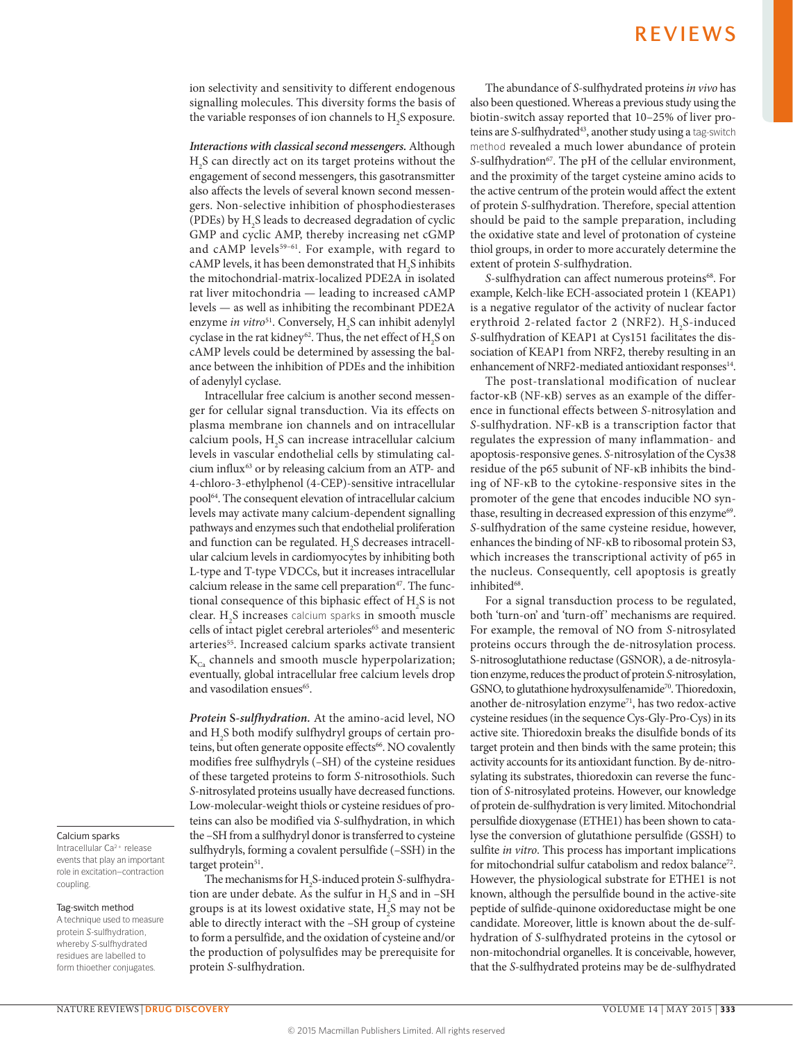ion selectivity and sensitivity to different endogenous signalling molecules. This diversity forms the basis of the variable responses of ion channels to $H_2S$ exposure.

***Interactions with classical second messengers.*** Although $H_2S$ can directly act on its target proteins without the engagement of second messengers, this gasotransmitter also affects the levels of several known second messengers. Non-selective inhibition of phosphodiesterases (PDEs) by $H_2S$ leads to decreased degradation of cyclic GMP and cyclic AMP, thereby increasing net cGMP and cAMP levels[59–61]. For example, with regard to cAMP levels, it has been demonstrated that $H_2S$ inhibits the mitochondrial-matrix-localized PDE2A in isolated rat liver mitochondria — leading to increased cAMP levels — as well as inhibiting the recombinant PDE2A enzyme *in vitro*[51]. Conversely, $H_2S$ can inhibit adenylyl cyclase in the rat kidney[62]. Thus, the net effect of $H_2S$ on cAMP levels could be determined by assessing the balance between the inhibition of PDEs and the inhibition of adenylyl cyclase.

Intracellular free calcium is another second messenger for cellular signal transduction. Via its effects on plasma membrane ion channels and on intracellular calcium pools, $H_2S$ can increase intracellular calcium levels in vascular endothelial cells by stimulating calcium influx[63] or by releasing calcium from an ATP- and 4-chloro-3-ethylphenol (4-CEP)-sensitive intracellular pool[64]. The consequent elevation of intracellular calcium levels may activate many calcium-dependent signalling pathways and enzymes such that endothelial proliferation and function can be regulated. $H_2S$ decreases intracellular calcium levels in cardiomyocytes by inhibiting both L-type and T-type VDCCs, but it increases intracellular calcium release in the same cell preparation[47]. The functional consequence of this biphasic effect of $H_2S$ is not clear. $H_2S$ increases calcium sparks in smooth muscle cells of intact piglet cerebral arterioles[65] and mesenteric arteries[55]. Increased calcium sparks activate transient $K_{Ca}$ channels and smooth muscle hyperpolarization; eventually, global intracellular free calcium levels drop and vasodilation ensues[65].

**Calcium sparks**
Intracellular $Ca^{2+}$ release events that play an important role in excitation–contraction coupling.

**Tag-switch method**
A technique used to measure protein *S*-sulfhydration, whereby *S*-sulfhydrated residues are labelled to form thioether conjugates.

***Protein S-sulfhydration.*** At the amino-acid level, NO and $H_2S$ both modify sulfhydryl groups of certain proteins, but often generate opposite effects[66]. NO covalently modifies free sulfhydryls (–SH) of the cysteine residues of these targeted proteins to form *S*-nitrosothiols. Such *S*-nitrosylated proteins usually have decreased functions. Low-molecular-weight thiols or cysteine residues of proteins can also be modified via *S*-sulfhydration, in which the –SH from a sulfhydryl donor is transferred to cysteine sulfhydryls, forming a covalent persulfide (–SSH) in the target protein[51].

The mechanisms for $H_2S$-induced protein *S*-sulfhydration are under debate. As the sulfur in $H_2S$ and in –SH groups is at its lowest oxidative state, $H_2S$ may not be able to directly interact with the –SH group of cysteine to form a persulfide, and the oxidation of cysteine and/or the production of polysulfides may be prerequisite for protein *S*-sulfhydration.

The abundance of *S*-sulfhydrated proteins *in vivo* has also been questioned. Whereas a previous study using the biotin-switch assay reported that 10–25% of liver proteins are *S*-sulfhydrated[43], another study using a tag-switch method revealed a much lower abundance of protein *S*-sulfhydration[67]. The pH of the cellular environment, and the proximity of the target cysteine amino acids to the active centrum of the protein would affect the extent of protein *S*-sulfhydration. Therefore, special attention should be paid to the sample preparation, including the oxidative state and level of protonation of cysteine thiol groups, in order to more accurately determine the extent of protein *S*-sulfhydration.

*S*-sulfhydration can affect numerous proteins[68]. For example, Kelch-like ECH-associated protein 1 (KEAP1) is a negative regulator of the activity of nuclear factor erythroid 2-related factor 2 (NRF2). $H_2S$-induced *S*-sulfhydration of KEAP1 at Cys151 facilitates the dissociation of KEAP1 from NRF2, thereby resulting in an enhancement of NRF2-mediated antioxidant responses[14].

The post-translational modification of nuclear factor-κB (NF-κB) serves as an example of the difference in functional effects between *S*-nitrosylation and *S*-sulfhydration. NF-κB is a transcription factor that regulates the expression of many inflammation- and apoptosis-responsive genes. *S*-nitrosylation of the Cys38 residue of the p65 subunit of NF-κB inhibits the binding of NF-κB to the cytokine-responsive sites in the promoter of the gene that encodes inducible NO synthase, resulting in decreased expression of this enzyme[69]. *S*-sulfhydration of the same cysteine residue, however, enhances the binding of NF-κB to ribosomal protein S3, which increases the transcriptional activity of p65 in the nucleus. Consequently, cell apoptosis is greatly inhibited[68].

For a signal transduction process to be regulated, both 'turn-on' and 'turn-off' mechanisms are required. For example, the removal of NO from *S*-nitrosylated proteins occurs through the de-nitrosylation process. S-nitrosoglutathione reductase (GSNOR), a de-nitrosylation enzyme, reduces the product of protein *S*-nitrosylation, GSNO, to glutathione hydroxysulfenamide[70]. Thioredoxin, another de-nitrosylation enzyme[71], has two redox-active cysteine residues (in the sequence Cys-Gly-Pro-Cys) in its active site. Thioredoxin breaks the disulfide bonds of its target protein and then binds with the same protein; this activity accounts for its antioxidant function. By de-nitrosylating its substrates, thioredoxin can reverse the function of *S*-nitrosylated proteins. However, our knowledge of protein de-sulfhydration is very limited. Mitochondrial persulfide dioxygenase (ETHE1) has been shown to catalyse the conversion of glutathione persulfide (GSSH) to sulfite *in vitro*. This process has important implications for mitochondrial sulfur catabolism and redox balance[72]. However, the physiological substrate for ETHE1 is not known, although the persulfide bound in the active-site peptide of sulfide-quinone oxidoreductase might be one candidate. Moreover, little is known about the de-sulfhydration of *S*-sulfhydrated proteins in the cytosol or non-mitochondrial organelles. It is conceivable, however, that the *S*-sulfhydrated proteins may be de-sulfhydrated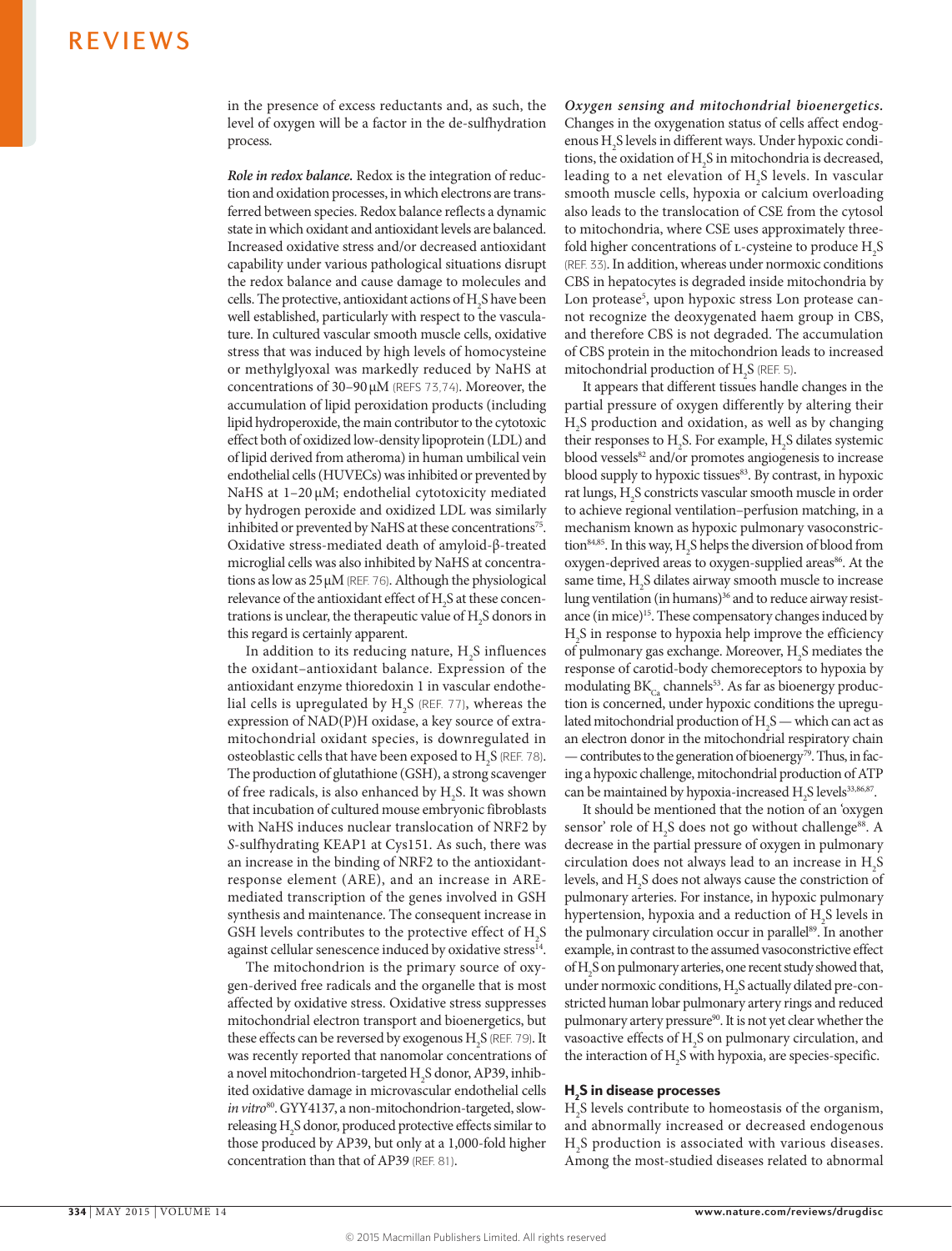in the presence of excess reductants and, as such, the level of oxygen will be a factor in the de-sulfhydration process.

***Role in redox balance.*** Redox is the integration of reduction and oxidation processes, in which electrons are transferred between species. Redox balance reflects a dynamic state in which oxidant and antioxidant levels are balanced. Increased oxidative stress and/or decreased antioxidant capability under various pathological situations disrupt the redox balance and cause damage to molecules and cells. The protective, antioxidant actions of $H_2S$ have been well established, particularly with respect to the vasculature. In cultured vascular smooth muscle cells, oxidative stress that was induced by high levels of homocysteine or methylglyoxal was markedly reduced by NaHS at concentrations of 30–90 μM (REFS 73,74). Moreover, the accumulation of lipid peroxidation products (including lipid hydroperoxide, the main contributor to the cytotoxic effect both of oxidized low-density lipoprotein (LDL) and of lipid derived from atheroma) in human umbilical vein endothelial cells (HUVECs) was inhibited or prevented by NaHS at 1–20 μM; endothelial cytotoxicity mediated by hydrogen peroxide and oxidized LDL was similarly inhibited or prevented by NaHS at these concentrations[75]. Oxidative stress-mediated death of amyloid-β-treated microglial cells was also inhibited by NaHS at concentrations as low as 25 μM (REF. 76). Although the physiological relevance of the antioxidant effect of $H_2S$ at these concentrations is unclear, the therapeutic value of $H_2S$ donors in this regard is certainly apparent.

In addition to its reducing nature, $H_2S$ influences the oxidant–antioxidant balance. Expression of the antioxidant enzyme thioredoxin 1 in vascular endothelial cells is upregulated by $H_2S$ (REF. 77), whereas the expression of NAD(P)H oxidase, a key source of extra-mitochondrial oxidant species, is downregulated in osteoblastic cells that have been exposed to $H_2S$ (REF. 78). The production of glutathione (GSH), a strong scavenger of free radicals, is also enhanced by $H_2S$. It was shown that incubation of cultured mouse embryonic fibroblasts with NaHS induces nuclear translocation of NRF2 by *S*-sulfhydrating KEAP1 at Cys151. As such, there was an increase in the binding of NRF2 to the antioxidant-response element (ARE), and an increase in ARE-mediated transcription of the genes involved in GSH synthesis and maintenance. The consequent increase in GSH levels contributes to the protective effect of $H_2S$ against cellular senescence induced by oxidative stress[14].

The mitochondrion is the primary source of oxygen-derived free radicals and the organelle that is most affected by oxidative stress. Oxidative stress suppresses mitochondrial electron transport and bioenergetics, but these effects can be reversed by exogenous $H_2S$ (REF. 79). It was recently reported that nanomolar concentrations of a novel mitochondrion-targeted $H_2S$ donor, AP39, inhibited oxidative damage in microvascular endothelial cells *in vitro*[80]. GYY4137, a non-mitochondrion-targeted, slow-releasing $H_2S$ donor, produced protective effects similar to those produced by AP39, but only at a 1,000-fold higher concentration than that of AP39 (REF. 81).

***Oxygen sensing and mitochondrial bioenergetics.*** Changes in the oxygenation status of cells affect endogenous $H_2S$ levels in different ways. Under hypoxic conditions, the oxidation of $H_2S$ in mitochondria is decreased, leading to a net elevation of $H_2S$ levels. In vascular smooth muscle cells, hypoxia or calcium overloading also leads to the translocation of CSE from the cytosol to mitochondria, where CSE uses approximately three-fold higher concentrations of L-cysteine to produce $H_2S$ (REF. 33). In addition, whereas under normoxic conditions CBS in hepatocytes is degraded inside mitochondria by Lon protease[5], upon hypoxic stress Lon protease cannot recognize the deoxygenated haem group in CBS, and therefore CBS is not degraded. The accumulation of CBS protein in the mitochondrion leads to increased mitochondrial production of $H_2S$ (REF. 5).

It appears that different tissues handle changes in the partial pressure of oxygen differently by altering their $H_2S$ production and oxidation, as well as by changing their responses to $H_2S$. For example, $H_2S$ dilates systemic blood vessels[82] and/or promotes angiogenesis to increase blood supply to hypoxic tissues[83]. By contrast, in hypoxic rat lungs, $H_2S$ constricts vascular smooth muscle in order to achieve regional ventilation–perfusion matching, in a mechanism known as hypoxic pulmonary vasoconstriction[84,85]. In this way, $H_2S$ helps the diversion of blood from oxygen-deprived areas to oxygen-supplied areas[86]. At the same time, $H_2S$ dilates airway smooth muscle to increase lung ventilation (in humans)[36] and to reduce airway resistance (in mice)[15]. These compensatory changes induced by $H_2S$ in response to hypoxia help improve the efficiency of pulmonary gas exchange. Moreover, $H_2S$ mediates the response of carotid-body chemoreceptors to hypoxia by modulating $BK_{Ca}$ channels[53]. As far as bioenergy production is concerned, under hypoxic conditions the upregulated mitochondrial production of $H_2S$ — which can act as an electron donor in the mitochondrial respiratory chain — contributes to the generation of bioenergy[79]. Thus, in facing a hypoxic challenge, mitochondrial production of ATP can be maintained by hypoxia-increased $H_2S$ levels[33,86,87].

It should be mentioned that the notion of an 'oxygen sensor' role of $H_2S$ does not go without challenge[88]. A decrease in the partial pressure of oxygen in pulmonary circulation does not always lead to an increase in $H_2S$ levels, and $H_2S$ does not always cause the constriction of pulmonary arteries. For instance, in hypoxic pulmonary hypertension, hypoxia and a reduction of $H_2S$ levels in the pulmonary circulation occur in parallel[89]. In another example, in contrast to the assumed vasoconstrictive effect of $H_2S$ on pulmonary arteries, one recent study showed that, under normoxic conditions, $H_2S$ actually dilated pre-constricted human lobar pulmonary artery rings and reduced pulmonary artery pressure[90]. It is not yet clear whether the vasoactive effects of $H_2S$ on pulmonary circulation, and the interaction of $H_2S$ with hypoxia, are species-specific.

## $H_2S$ in disease processes

$H_2S$ levels contribute to homeostasis of the organism, and abnormally increased or decreased endogenous $H_2S$ production is associated with various diseases. Among the most-studied diseases related to abnormal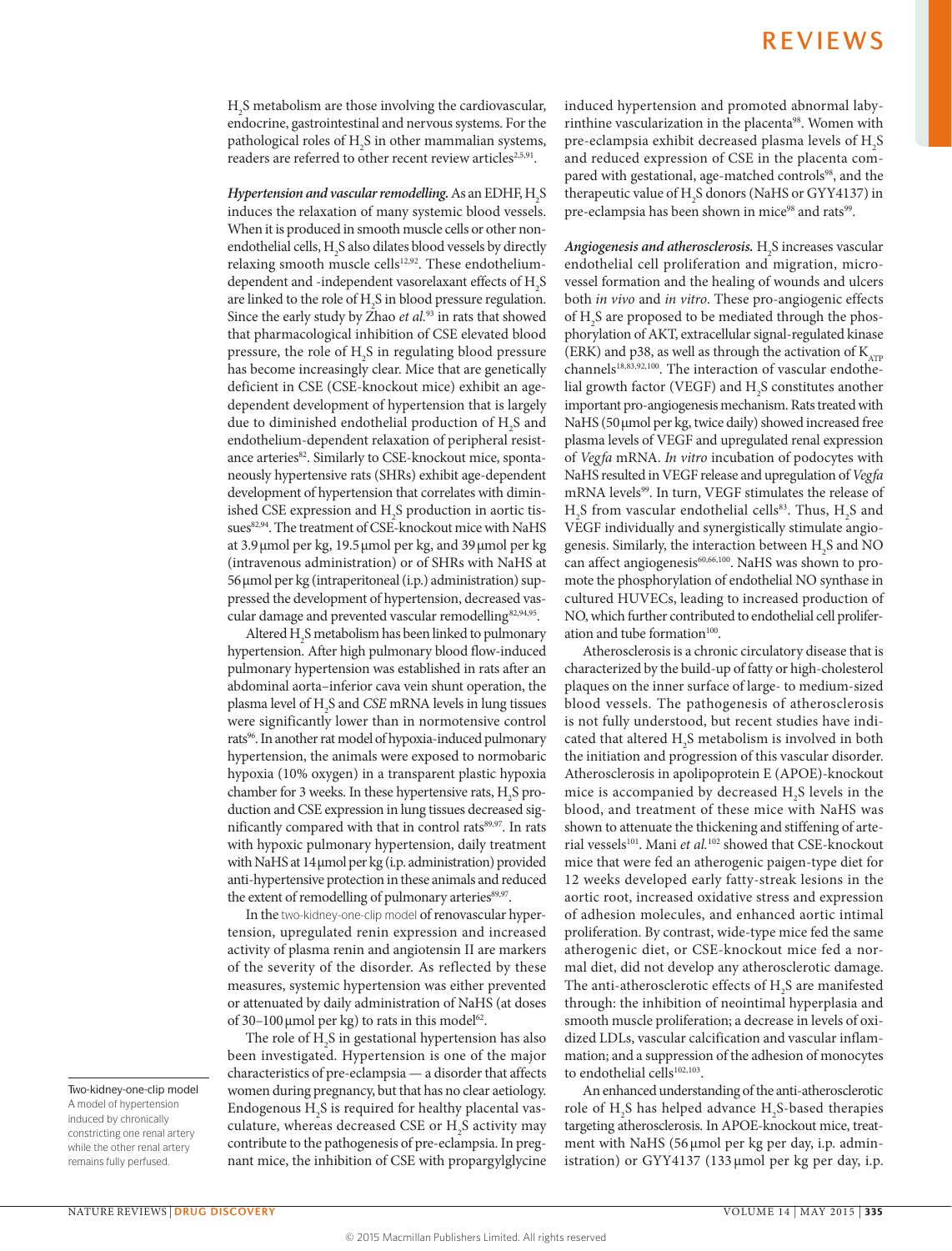$H_2S$ metabolism are those involving the cardiovascular, endocrine, gastrointestinal and nervous systems. For the pathological roles of $H_2S$ in other mammalian systems, readers are referred to other recent review articles[2,5,91].

***Hypertension and vascular remodelling.*** As an EDHF, $H_2S$ induces the relaxation of many systemic blood vessels. When it is produced in smooth muscle cells or other non-endothelial cells, $H_2S$ also dilates blood vessels by directly relaxing smooth muscle cells[12,92]. These endothelium-dependent and -independent vasorelaxant effects of $H_2S$ are linked to the role of $H_2S$ in blood pressure regulation. Since the early study by Zhao *et al.*[93] in rats that showed that pharmacological inhibition of CSE elevated blood pressure, the role of $H_2S$ in regulating blood pressure has become increasingly clear. Mice that are genetically deficient in CSE (CSE-knockout mice) exhibit an age-dependent development of hypertension that is largely due to diminished endothelial production of $H_2S$ and endothelium-dependent relaxation of peripheral resistance arteries[82]. Similarly to CSE-knockout mice, spontaneously hypertensive rats (SHRs) exhibit age-dependent development of hypertension that correlates with diminished CSE expression and $H_2S$ production in aortic tissues[82,94]. The treatment of CSE-knockout mice with NaHS at 3.9 μmol per kg, 19.5 μmol per kg, and 39 μmol per kg (intravenous administration) or of SHRs with NaHS at 56 μmol per kg (intraperitoneal (i.p.) administration) suppressed the development of hypertension, decreased vascular damage and prevented vascular remodelling[82,94,95].

Altered $H_2S$ metabolism has been linked to pulmonary hypertension. After high pulmonary blood flow-induced pulmonary hypertension was established in rats after an abdominal aorta–inferior cava vein shunt operation, the plasma level of $H_2S$ and *CSE* mRNA levels in lung tissues were significantly lower than in normotensive control rats[96]. In another rat model of hypoxia-induced pulmonary hypertension, the animals were exposed to normobaric hypoxia (10% oxygen) in a transparent plastic hypoxia chamber for 3 weeks. In these hypertensive rats, $H_2S$ production and CSE expression in lung tissues decreased significantly compared with that in control rats[89,97]. In rats with hypoxic pulmonary hypertension, daily treatment with NaHS at 14 μmol per kg (i.p. administration) provided anti-hypertensive protection in these animals and reduced the extent of remodelling of pulmonary arteries[89,97].

In the two-kidney-one-clip model of renovascular hypertension, upregulated renin expression and increased activity of plasma renin and angiotensin II are markers of the severity of the disorder. As reflected by these measures, systemic hypertension was either prevented or attenuated by daily administration of NaHS (at doses of 30–100 μmol per kg) to rats in this model[62].

The role of $H_2S$ in gestational hypertension has also been investigated. Hypertension is one of the major characteristics of pre-eclampsia — a disorder that affects women during pregnancy, but that has no clear aetiology. Endogenous $H_2S$ is required for healthy placental vasculature, whereas decreased CSE or $H_2S$ activity may contribute to the pathogenesis of pre-eclampsia. In pregnant mice, the inhibition of CSE with propargylglycine induced hypertension and promoted abnormal labyrinthine vascularization in the placenta[98]. Women with pre-eclampsia exhibit decreased plasma levels of $H_2S$ and reduced expression of CSE in the placenta compared with gestational, age-matched controls[98], and the therapeutic value of $H_2S$ donors (NaHS or GYY4137) in pre-eclampsia has been shown in mice[98] and rats[99].

Two-kidney-one-clip model
A model of hypertension induced by chronically constricting one renal artery while the other renal artery remains fully perfused.

***Angiogenesis and atherosclerosis.*** $H_2S$ increases vascular endothelial cell proliferation and migration, microvessel formation and the healing of wounds and ulcers both *in vivo* and *in vitro*. These pro-angiogenic effects of $H_2S$ are proposed to be mediated through the phosphorylation of AKT, extracellular signal-regulated kinase (ERK) and p38, as well as through the activation of $K_{ATP}$ channels[18,83,92,100]. The interaction of vascular endothelial growth factor (VEGF) and $H_2S$ constitutes another important pro-angiogenesis mechanism. Rats treated with NaHS (50 μmol per kg, twice daily) showed increased free plasma levels of VEGF and upregulated renal expression of *Vegfa* mRNA. *In vitro* incubation of podocytes with NaHS resulted in VEGF release and upregulation of *Vegfa* mRNA levels[99]. In turn, VEGF stimulates the release of $H_2S$ from vascular endothelial cells[83]. Thus, $H_2S$ and VEGF individually and synergistically stimulate angiogenesis. Similarly, the interaction between $H_2S$ and NO can affect angiogenesis[60,66,100]. NaHS was shown to promote the phosphorylation of endothelial NO synthase in cultured HUVECs, leading to increased production of NO, which further contributed to endothelial cell proliferation and tube formation[100].

Atherosclerosis is a chronic circulatory disease that is characterized by the build-up of fatty or high-cholesterol plaques on the inner surface of large- to medium-sized blood vessels. The pathogenesis of atherosclerosis is not fully understood, but recent studies have indicated that altered $H_2S$ metabolism is involved in both the initiation and progression of this vascular disorder. Atherosclerosis in apolipoprotein E (APOE)-knockout mice is accompanied by decreased $H_2S$ levels in the blood, and treatment of these mice with NaHS was shown to attenuate the thickening and stiffening of arterial vessels[101]. Mani *et al.*[102] showed that CSE-knockout mice that were fed an atherogenic paigen-type diet for 12 weeks developed early fatty-streak lesions in the aortic root, increased oxidative stress and expression of adhesion molecules, and enhanced aortic intimal proliferation. By contrast, wide-type mice fed the same atherogenic diet, or CSE-knockout mice fed a normal diet, did not develop any atherosclerotic damage. The anti-atherosclerotic effects of $H_2S$ are manifested through: the inhibition of neointimal hyperplasia and smooth muscle proliferation; a decrease in levels of oxidized LDLs, vascular calcification and vascular inflammation; and a suppression of the adhesion of monocytes to endothelial cells[102,103].

An enhanced understanding of the anti-atherosclerotic role of $H_2S$ has helped advance $H_2S$-based therapies targeting atherosclerosis. In APOE-knockout mice, treatment with NaHS (56 μmol per kg per day, i.p. administration) or GYY4137 (133 μmol per kg per day, i.p.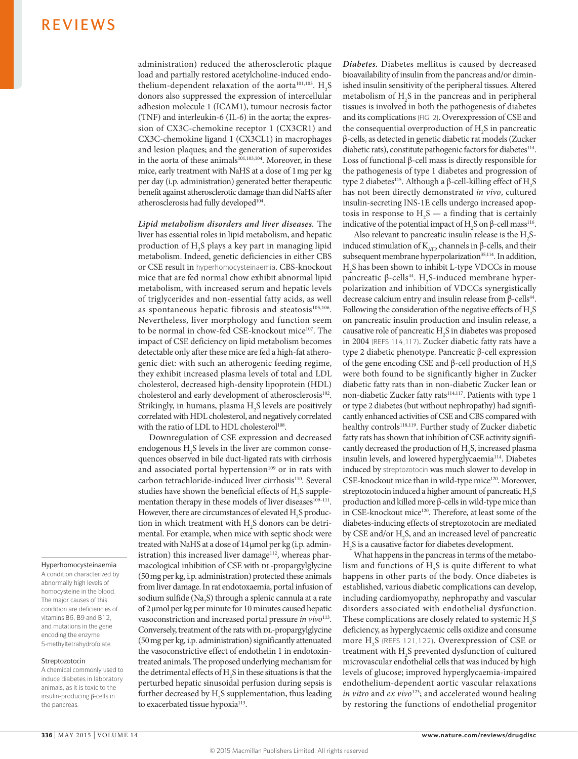administration) reduced the atherosclerotic plaque load and partially restored acetylcholine-induced endothelium-dependent relaxation of the aorta[101,103]. $H_2S$ donors also suppressed the expression of intercellular adhesion molecule 1 (ICAM1), tumour necrosis factor (TNF) and interleukin-6 (IL-6) in the aorta; the expression of CX3C-chemokine receptor 1 (CX3CR1) and CX3C-chemokine ligand 1 (CX3CL1) in macrophages and lesion plaques; and the generation of superoxides in the aorta of these animals[101,103,104]. Moreover, in these mice, early treatment with NaHS at a dose of 1 mg per kg per day (i.p. administration) generated better therapeutic benefit against atherosclerotic damage than did NaHS after atherosclerosis had fully developed[104].

***Lipid metabolism disorders and liver diseases.*** The liver has essential roles in lipid metabolism, and hepatic production of $H_2S$ plays a key part in managing lipid metabolism. Indeed, genetic deficiencies in either CBS or CSE result in hyperhomocysteinaemia. CBS-knockout mice that are fed normal chow exhibit abnormal lipid metabolism, with increased serum and hepatic levels of triglycerides and non-essential fatty acids, as well as spontaneous hepatic fibrosis and steatosis[105,106]. Nevertheless, liver morphology and function seem to be normal in chow-fed CSE-knockout mice[107]. The impact of CSE deficiency on lipid metabolism becomes detectable only after these mice are fed a high-fat atherogenic diet: with such an atherogenic feeding regime, they exhibit increased plasma levels of total and LDL cholesterol, decreased high-density lipoprotein (HDL) cholesterol and early development of atherosclerosis[102]. Strikingly, in humans, plasma $H_2S$ levels are positively correlated with HDL cholesterol, and negatively correlated with the ratio of LDL to HDL cholesterol[108].

Downregulation of CSE expression and decreased endogenous $H_2S$ levels in the liver are common consequences observed in bile duct-ligated rats with cirrhosis and associated portal hypertension[109] or in rats with carbon tetrachloride-induced liver cirrhosis[110]. Several studies have shown the beneficial effects of $H_2S$ supplementation therapy in these models of liver diseases[109–111]. However, there are circumstances of elevated $H_2S$ production in which treatment with $H_2S$ donors can be detrimental. For example, when mice with septic shock were treated with NaHS at a dose of 14 μmol per kg (i.p. administration) this increased liver damage[112], whereas pharmacological inhibition of CSE with DL-propargylglycine (50 mg per kg, i.p. administration) protected these animals from liver damage. In rat endotoxaemia, portal infusion of sodium sulfide ($Na_2S$) through a splenic cannula at a rate of 2 μmol per kg per minute for 10 minutes caused hepatic vasoconstriction and increased portal pressure *in vivo*[113]. Conversely, treatment of the rats with DL-propargylglycine (50 mg per kg, i.p. administration) significantly attenuated the vasoconstrictive effect of endothelin 1 in endotoxin-treated animals. The proposed underlying mechanism for the detrimental effects of $H_2S$ in these situations is that the perturbed hepatic sinusoidal perfusion during sepsis is further decreased by $H_2S$ supplementation, thus leading to exacerbated tissue hypoxia[113].

**Hyperhomocysteinaemia**
A condition characterized by abnormally high levels of homocysteine in the blood. The major causes of this condition are deficiencies of vitamins B6, B9 and B12, and mutations in the gene encoding the enzyme 5-methyltetrahydrofolate.

**Streptozotocin**
A chemical commonly used to induce diabetes in laboratory animals, as it is toxic to the insulin-producing β-cells in the pancreas.

***Diabetes.*** Diabetes mellitus is caused by decreased bioavailability of insulin from the pancreas and/or diminished insulin sensitivity of the peripheral tissues. Altered metabolism of $H_2S$ in the pancreas and in peripheral tissues is involved in both the pathogenesis of diabetes and its complications (FIG. 2). Overexpression of CSE and the consequential overproduction of $H_2S$ in pancreatic β-cells, as detected in genetic diabetic rat models (Zucker diabetic rats), constitute pathogenic factors for diabetes[114]. Loss of functional β-cell mass is directly responsible for the pathogenesis of type 1 diabetes and progression of type 2 diabetes[115]. Although a β-cell-killing effect of $H_2S$ has not been directly demonstrated *in vivo*, cultured insulin-secreting INS-1E cells undergo increased apoptosis in response to $H_2S$ — a finding that is certainly indicative of the potential impact of $H_2S$ on β-cell mass[116].

Also relevant to pancreatic insulin release is the $H_2S$-induced stimulation of $K_{ATP}$ channels in β-cells, and their subsequent membrane hyperpolarization[35,114]. In addition, $H_2S$ has been shown to inhibit L-type VDCCs in mouse pancreatic β-cells[44]. $H_2S$-induced membrane hyperpolarization and inhibition of VDCCs synergistically decrease calcium entry and insulin release from β-cells[44]. Following the consideration of the negative effects of $H_2S$ on pancreatic insulin production and insulin release, a causative role of pancreatic $H_2S$ in diabetes was proposed in 2004 (REFS 114,117). Zucker diabetic fatty rats have a type 2 diabetic phenotype. Pancreatic β-cell expression of the gene encoding CSE and β-cell production of $H_2S$ were both found to be significantly higher in Zucker diabetic fatty rats than in non-diabetic Zucker lean or non-diabetic Zucker fatty rats[114,117]. Patients with type 1 or type 2 diabetes (but without nephropathy) had significantly enhanced activities of CSE and CBS compared with healthy controls[118,119]. Further study of Zucker diabetic fatty rats has shown that inhibition of CSE activity significantly decreased the production of $H_2S$, increased plasma insulin levels, and lowered hyperglycaemia[114]. Diabetes induced by streptozotocin was much slower to develop in CSE-knockout mice than in wild-type mice[120]. Moreover, streptozotocin induced a higher amount of pancreatic $H_2S$ production and killed more β-cells in wild-type mice than in CSE-knockout mice[120]. Therefore, at least some of the diabetes-inducing effects of streptozotocin are mediated by CSE and/or $H_2S$, and an increased level of pancreatic $H_2S$ is a causative factor for diabetes development.

What happens in the pancreas in terms of the metabolism and functions of $H_2S$ is quite different to what happens in other parts of the body. Once diabetes is established, various diabetic complications can develop, including cardiomyopathy, nephropathy and vascular disorders associated with endothelial dysfunction. These complications are closely related to systemic $H_2S$ deficiency, as hyperglycaemic cells oxidize and consume more $H_2S$ (REFS 121,122). Overexpression of CSE or treatment with $H_2S$ prevented dysfunction of cultured microvascular endothelial cells that was induced by high levels of glucose; improved hyperglycaemia-impaired endothelium-dependent aortic vascular relaxations *in vitro* and *ex vivo*[123]; and accelerated wound healing by restoring the functions of endothelial progenitor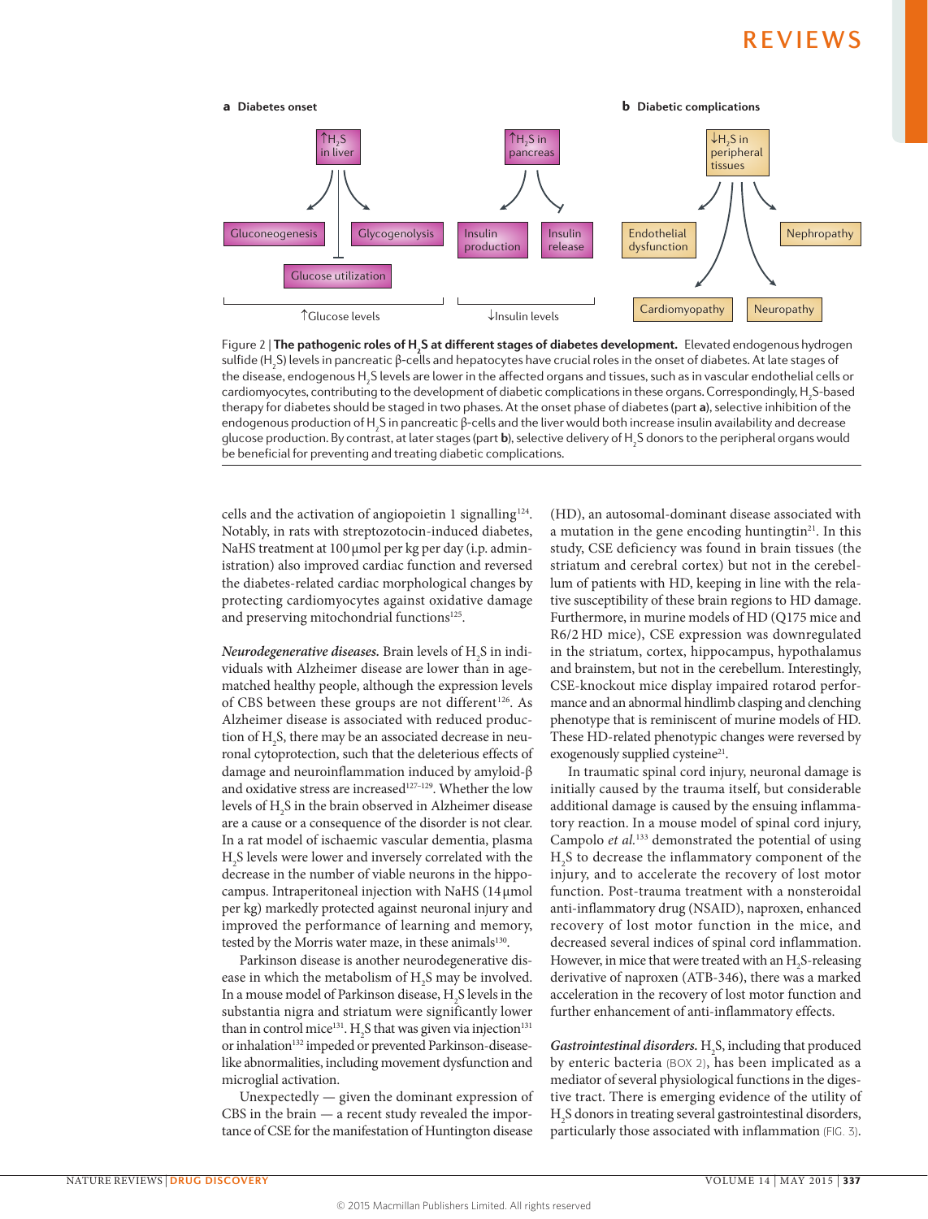**a** Diabetes onset

$\uparrow H_2S$ in liver → Gluconeogenesis, Glycogenolysis; ⊣ Glucose utilization — $\uparrow$Glucose levels

$\uparrow H_2S$ in pancreas → Insulin production; ⊣ Insulin release — $\downarrow$Insulin levels

**b** Diabetic complications

$\downarrow H_2S$ in peripheral tissues → Endothelial dysfunction, Cardiomyopathy, Neuropathy, Nephropathy

Figure 2 | **The pathogenic roles of $H_2S$ at different stages of diabetes development.** Elevated endogenous hydrogen sulfide ($H_2S$) levels in pancreatic β-cells and hepatocytes have crucial roles in the onset of diabetes. At late stages of the disease, endogenous $H_2S$ levels are lower in the affected organs and tissues, such as in vascular endothelial cells or cardiomyocytes, contributing to the development of diabetic complications in these organs. Correspondingly, $H_2S$-based therapy for diabetes should be staged in two phases. At the onset phase of diabetes (part **a**), selective inhibition of the endogenous production of $H_2S$ in pancreatic β-cells and the liver would both increase insulin availability and decrease glucose production. By contrast, at later stages (part **b**), selective delivery of $H_2S$ donors to the peripheral organs would be beneficial for preventing and treating diabetic complications.

cells and the activation of angiopoietin 1 signalling[124]. Notably, in rats with streptozotocin-induced diabetes, NaHS treatment at 100 μmol per kg per day (i.p. administration) also improved cardiac function and reversed the diabetes-related cardiac morphological changes by protecting cardiomyocytes against oxidative damage and preserving mitochondrial functions[125].

***Neurodegenerative diseases.*** Brain levels of $H_2S$ in individuals with Alzheimer disease are lower than in age-matched healthy people, although the expression levels of CBS between these groups are not different[126]. As Alzheimer disease is associated with reduced production of $H_2S$, there may be an associated decrease in neuronal cytoprotection, such that the deleterious effects of damage and neuroinflammation induced by amyloid-β and oxidative stress are increased[127–129]. Whether the low levels of $H_2S$ in the brain observed in Alzheimer disease are a cause or a consequence of the disorder is not clear. In a rat model of ischaemic vascular dementia, plasma $H_2S$ levels were lower and inversely correlated with the decrease in the number of viable neurons in the hippocampus. Intraperitoneal injection with NaHS (14 μmol per kg) markedly protected against neuronal injury and improved the performance of learning and memory, tested by the Morris water maze, in these animals[130].

Parkinson disease is another neurodegenerative disease in which the metabolism of $H_2S$ may be involved. In a mouse model of Parkinson disease, $H_2S$ levels in the substantia nigra and striatum were significantly lower than in control mice[131]. $H_2S$ that was given via injection[131] or inhalation[132] impeded or prevented Parkinson-disease-like abnormalities, including movement dysfunction and microglial activation.

Unexpectedly — given the dominant expression of CBS in the brain — a recent study revealed the importance of CSE for the manifestation of Huntington disease (HD), an autosomal-dominant disease associated with a mutation in the gene encoding huntingtin[21]. In this study, CSE deficiency was found in brain tissues (the striatum and cerebral cortex) but not in the cerebellum of patients with HD, keeping in line with the relative susceptibility of these brain regions to HD damage. Furthermore, in murine models of HD (Q175 mice and R6/2 HD mice), CSE expression was downregulated in the striatum, cortex, hippocampus, hypothalamus and brainstem, but not in the cerebellum. Interestingly, CSE-knockout mice display impaired rotarod performance and an abnormal hindlimb clasping and clenching phenotype that is reminiscent of murine models of HD. These HD-related phenotypic changes were reversed by exogenously supplied cysteine[21].

In traumatic spinal cord injury, neuronal damage is initially caused by the trauma itself, but considerable additional damage is caused by the ensuing inflammatory reaction. In a mouse model of spinal cord injury, Campolo *et al.*[133] demonstrated the potential of using $H_2S$ to decrease the inflammatory component of the injury, and to accelerate the recovery of lost motor function. Post-trauma treatment with a nonsteroidal anti-inflammatory drug (NSAID), naproxen, enhanced recovery of lost motor function in the mice, and decreased several indices of spinal cord inflammation. However, in mice that were treated with an $H_2S$-releasing derivative of naproxen (ATB-346), there was a marked acceleration in the recovery of lost motor function and further enhancement of anti-inflammatory effects.

***Gastrointestinal disorders.*** $H_2S$, including that produced by enteric bacteria (BOX 2), has been implicated as a mediator of several physiological functions in the digestive tract. There is emerging evidence of the utility of $H_2S$ donors in treating several gastrointestinal disorders, particularly those associated with inflammation (FIG. 3).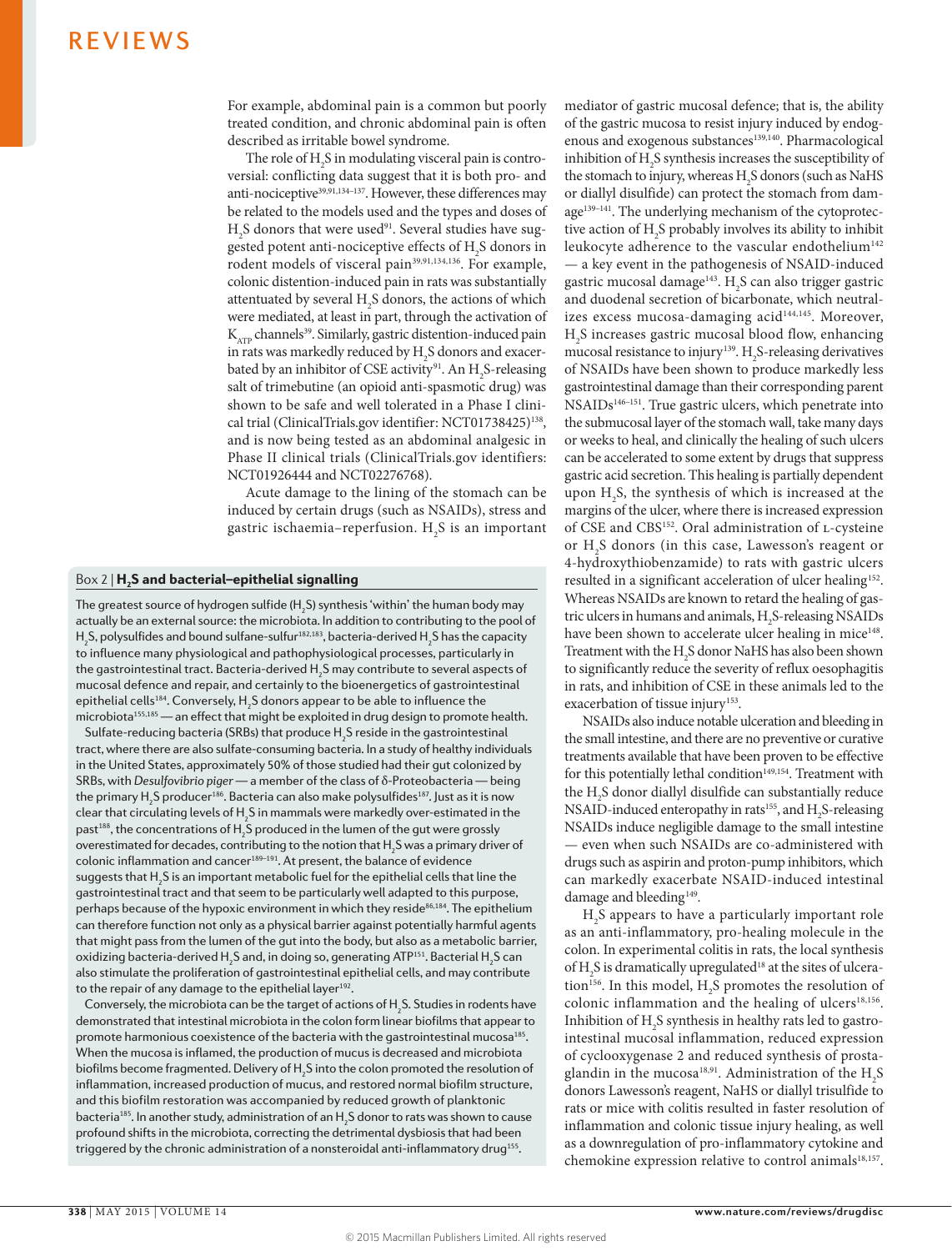For example, abdominal pain is a common but poorly treated condition, and chronic abdominal pain is often described as irritable bowel syndrome.

The role of $H_2S$ in modulating visceral pain is controversial: conflicting data suggest that it is both pro- and anti-nociceptive[39,91,134–137]. However, these differences may be related to the models used and the types and doses of $H_2S$ donors that were used[91]. Several studies have suggested potent anti-nociceptive effects of $H_2S$ donors in rodent models of visceral pain[39,91,134,136]. For example, colonic distention-induced pain in rats was substantially attenuated by several $H_2S$ donors, the actions of which were mediated, at least in part, through the activation of $K_{ATP}$ channels[39]. Similarly, gastric distention-induced pain in rats was markedly reduced by $H_2S$ donors and exacerbated by an inhibitor of CSE activity[91]. An $H_2S$-releasing salt of trimebutine (an opioid anti-spasmodic drug) was shown to be safe and well tolerated in a Phase I clinical trial (ClinicalTrials.gov identifier: NCT01738425)[138], and is now being tested as an abdominal analgesic in Phase II clinical trials (ClinicalTrials.gov identifiers: NCT01926444 and NCT02276768).

Acute damage to the lining of the stomach can be induced by certain drugs (such as NSAIDs), stress and gastric ischaemia–reperfusion. $H_2S$ is an important mediator of gastric mucosal defence; that is, the ability of the gastric mucosa to resist injury induced by endogenous and exogenous substances[139,140]. Pharmacological inhibition of $H_2S$ synthesis increases the susceptibility of the stomach to injury, whereas $H_2S$ donors (such as NaHS or diallyl disulfide) can protect the stomach from damage[139–141]. The underlying mechanism of the cytoprotective action of $H_2S$ probably involves its ability to inhibit leukocyte adherence to the vascular endothelium[142] — a key event in the pathogenesis of NSAID-induced gastric mucosal damage[143]. $H_2S$ can also trigger gastric and duodenal secretion of bicarbonate, which neutralizes excess mucosa-damaging acid[144,145]. Moreover, $H_2S$ increases gastric mucosal blood flow, enhancing mucosal resistance to injury[139]. $H_2S$-releasing derivatives of NSAIDs have been shown to produce markedly less gastrointestinal damage than their corresponding parent NSAIDs[146–151]. True gastric ulcers, which penetrate into the submucosal layer of the stomach wall, take many days or weeks to heal, and clinically the healing of such ulcers can be accelerated to some extent by drugs that suppress gastric acid secretion. This healing is partially dependent upon $H_2S$, the synthesis of which is increased at the margins of the ulcer, where there is increased expression of CSE and CBS[152]. Oral administration of L-cysteine or $H_2S$ donors (in this case, Lawesson's reagent or 4-hydroxythiobenzamide) to rats with gastric ulcers resulted in a significant acceleration of ulcer healing[152]. Whereas NSAIDs are known to retard the healing of gastric ulcers in humans and animals, $H_2S$-releasing NSAIDs have been shown to accelerate ulcer healing in mice[148]. Treatment with the $H_2S$ donor NaHS has also been shown to significantly reduce the severity of reflux oesophagitis in rats, and inhibition of CSE in these animals led to the exacerbation of tissue injury[153].

NSAIDs also induce notable ulceration and bleeding in the small intestine, and there are no preventive or curative treatments available that have been proven to be effective for this potentially lethal condition[149,154]. Treatment with the $H_2S$ donor diallyl disulfide can substantially reduce NSAID-induced enteropathy in rats[155], and $H_2S$-releasing NSAIDs induce negligible damage to the small intestine — even when such NSAIDs are co-administered with drugs such as aspirin and proton-pump inhibitors, which can markedly exacerbate NSAID-induced intestinal damage and bleeding[149].

$H_2S$ appears to have a particularly important role as an anti-inflammatory, pro-healing molecule in the colon. In experimental colitis in rats, the local synthesis of $H_2S$ is dramatically upregulated[18] at the sites of ulceration[156]. In this model, $H_2S$ promotes the resolution of colonic inflammation and the healing of ulcers[18,156]. Inhibition of $H_2S$ synthesis in healthy rats led to gastrointestinal mucosal inflammation, reduced expression of cyclooxygenase 2 and reduced synthesis of prostaglandin in the mucosa[18,91]. Administration of the $H_2S$ donors Lawesson's reagent, NaHS or diallyl trisulfide to rats or mice with colitis resulted in faster resolution of inflammation and colonic tissue injury healing, as well as a downregulation of pro-inflammatory cytokine and chemokine expression relative to control animals[18,157].

### Box 2 | $H_2S$ and bacterial–epithelial signalling

The greatest source of hydrogen sulfide ($H_2S$) synthesis 'within' the human body may actually be an external source: the microbiota. In addition to contributing to the pool of $H_2S$, polysulfides and bound sulfane-sulfur[182,183], bacteria-derived $H_2S$ has the capacity to influence many physiological and pathophysiological processes, particularly in the gastrointestinal tract. Bacteria-derived $H_2S$ may contribute to several aspects of mucosal defence and repair, and certainly to the bioenergetics of gastrointestinal epithelial cells[184]. Conversely, $H_2S$ donors appear to be able to influence the microbiota[155,185] — an effect that might be exploited in drug design to promote health.

Sulfate-reducing bacteria (SRBs) that produce $H_2S$ reside in the gastrointestinal tract, where there are also sulfate-consuming bacteria. In a study of healthy individuals in the United States, approximately 50% of those studied had their gut colonized by SRBs, with *Desulfovibrio piger* — a member of the class of δ-Proteobacteria — being the primary $H_2S$ producer[186]. Bacteria can also make polysulfides[187]. Just as it is now clear that circulating levels of $H_2S$ in mammals were markedly over-estimated in the past[188], the concentrations of $H_2S$ produced in the lumen of the gut were grossly overestimated for decades, contributing to the notion that $H_2S$ was a primary driver of colonic inflammation and cancer[189–191]. At present, the balance of evidence suggests that $H_2S$ is an important metabolic fuel for the epithelial cells that line the gastrointestinal tract and that seem to be particularly well adapted to this purpose, perhaps because of the hypoxic environment in which they reside[86,184]. The epithelium can therefore function not only as a physical barrier against potentially harmful agents that might pass from the lumen of the gut into the body, but also as a metabolic barrier, oxidizing bacteria-derived $H_2S$ and, in doing so, generating ATP[151]. Bacterial $H_2S$ can also stimulate the proliferation of gastrointestinal epithelial cells, and may contribute to the repair of any damage to the epithelial layer[192].

Conversely, the microbiota can be the target of actions of $H_2S$. Studies in rodents have demonstrated that intestinal microbiota in the colon form linear biofilms that appear to promote harmonious coexistence of the bacteria with the gastrointestinal mucosa[185]. When the mucosa is inflamed, the production of mucus is decreased and microbiota biofilms become fragmented. Delivery of $H_2S$ into the colon promoted the resolution of inflammation, increased production of mucus, and restored normal biofilm structure, and this biofilm restoration was accompanied by reduced growth of planktonic bacteria[185]. In another study, administration of an $H_2S$ donor to rats was shown to cause profound shifts in the microbiota, correcting the detrimental dysbiosis that had been triggered by the chronic administration of a nonsteroidal anti-inflammatory drug[155].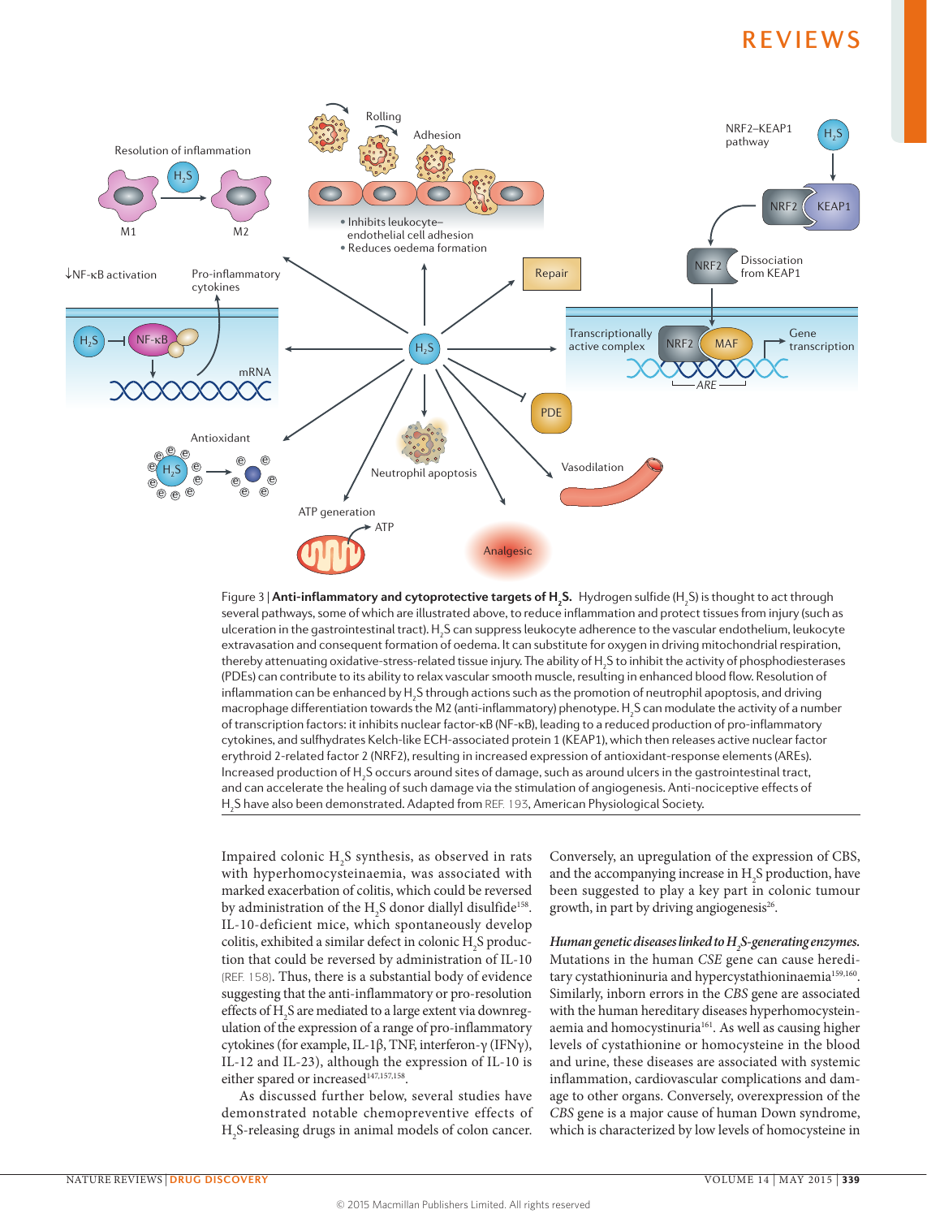Figure 3 | **Anti-inflammatory and cytoprotective targets of $H_2S$.** Hydrogen sulfide ($H_2S$) is thought to act through several pathways, some of which are illustrated above, to reduce inflammation and protect tissues from injury (such as ulceration in the gastrointestinal tract). $H_2S$ can suppress leukocyte adherence to the vascular endothelium, leukocyte extravasation and consequent formation of oedema. It can substitute for oxygen in driving mitochondrial respiration, thereby attenuating oxidative-stress-related tissue injury. The ability of $H_2S$ to inhibit the activity of phosphodiesterases (PDEs) can contribute to its ability to relax vascular smooth muscle, resulting in enhanced blood flow. Resolution of inflammation can be enhanced by $H_2S$ through actions such as the promotion of neutrophil apoptosis, and driving macrophage differentiation towards the M2 (anti-inflammatory) phenotype. $H_2S$ can modulate the activity of a number of transcription factors: it inhibits nuclear factor-κB (NF-κB), leading to a reduced production of pro-inflammatory cytokines, and sulfhydrates Kelch-like ECH-associated protein 1 (KEAP1), which then releases active nuclear factor erythroid 2-related factor 2 (NRF2), resulting in increased expression of antioxidant-response elements (AREs). Increased production of $H_2S$ occurs around sites of damage, such as around ulcers in the gastrointestinal tract, and can accelerate the healing of such damage via the stimulation of angiogenesis. Anti-nociceptive effects of $H_2S$ have also been demonstrated. Adapted from REF. 193, American Physiological Society.

Impaired colonic $H_2S$ synthesis, as observed in rats with hyperhomocysteinaemia, was associated with marked exacerbation of colitis, which could be reversed by administration of the $H_2S$ donor diallyl disulfide[158]. IL-10-deficient mice, which spontaneously develop colitis, exhibited a similar defect in colonic $H_2S$ production that could be reversed by administration of IL-10 (REF. 158). Thus, there is a substantial body of evidence suggesting that the anti-inflammatory or pro-resolution effects of $H_2S$ are mediated to a large extent via downregulation of the expression of a range of pro-inflammatory cytokines (for example, IL-1β, TNF, interferon-γ (IFNγ), IL-12 and IL-23), although the expression of IL-10 is either spared or increased[147,157,158].

As discussed further below, several studies have demonstrated notable chemopreventive effects of $H_2S$-releasing drugs in animal models of colon cancer. Conversely, an upregulation of the expression of CBS, and the accompanying increase in $H_2S$ production, have been suggested to play a key part in colonic tumour growth, in part by driving angiogenesis[26].

***Human genetic diseases linked to $H_2S$-generating enzymes.*** Mutations in the human *CSE* gene can cause hereditary cystathioninuria and hypercystathioninaemia[159,160]. Similarly, inborn errors in the *CBS* gene are associated with the human hereditary diseases hyperhomocysteinaemia and homocystinuria[161]. As well as causing higher levels of cystathionine or homocysteine in the blood and urine, these diseases are associated with systemic inflammation, cardiovascular complications and damage to other organs. Conversely, overexpression of the *CBS* gene is a major cause of human Down syndrome, which is characterized by low levels of homocysteine in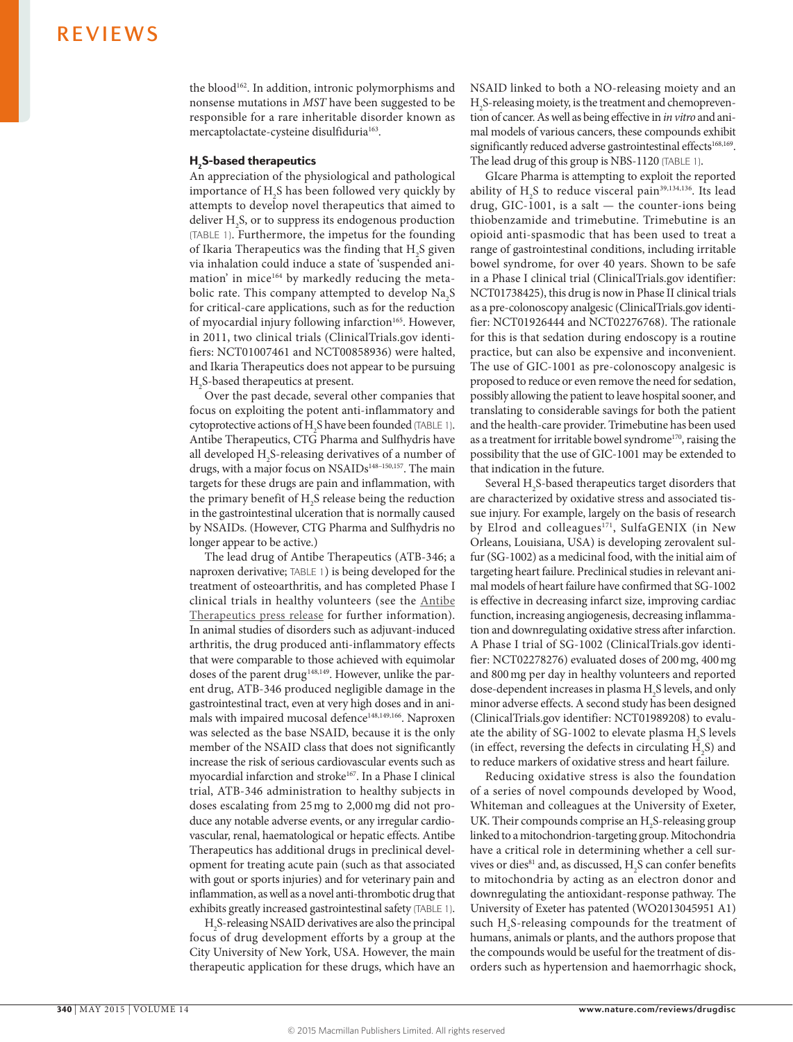the blood[162]. In addition, intronic polymorphisms and nonsense mutations in *MST* have been suggested to be responsible for a rare inheritable disorder known as mercaptolactate-cysteine disulfiduria[163].

## $H_2S$-based therapeutics

An appreciation of the physiological and pathological importance of $H_2S$ has been followed very quickly by attempts to develop novel therapeutics that aimed to deliver $H_2S$, or to suppress its endogenous production (TABLE 1). Furthermore, the impetus for the founding of Ikaria Therapeutics was the finding that $H_2S$ given via inhalation could induce a state of 'suspended animation' in mice[164] by markedly reducing the metabolic rate. This company attempted to develop $Na_2S$ for critical-care applications, such as for the reduction of myocardial injury following infarction[165]. However, in 2011, two clinical trials (ClinicalTrials.gov identifiers: NCT01007461 and NCT00858936) were halted, and Ikaria Therapeutics does not appear to be pursuing $H_2S$-based therapeutics at present.

Over the past decade, several other companies that focus on exploiting the potent anti-inflammatory and cytoprotective actions of $H_2S$ have been founded (TABLE 1). Antibe Therapeutics, CTG Pharma and Sulfhydris have all developed $H_2S$-releasing derivatives of a number of drugs, with a major focus on NSAIDs[148–150,157]. The main targets for these drugs are pain and inflammation, with the primary benefit of $H_2S$ release being the reduction in the gastrointestinal ulceration that is normally caused by NSAIDs. (However, CTG Pharma and Sulfhydris no longer appear to be active.)

The lead drug of Antibe Therapeutics (ATB-346; a naproxen derivative; TABLE 1) is being developed for the treatment of osteoarthritis, and has completed Phase I clinical trials in healthy volunteers (see the Antibe Therapeutics press release for further information). In animal studies of disorders such as adjuvant-induced arthritis, the drug produced anti-inflammatory effects that were comparable to those achieved with equimolar doses of the parent drug[148,149]. However, unlike the parent drug, ATB-346 produced negligible damage in the gastrointestinal tract, even at very high doses and in animals with impaired mucosal defence[148,149,166]. Naproxen was selected as the base NSAID, because it is the only member of the NSAID class that does not significantly increase the risk of serious cardiovascular events such as myocardial infarction and stroke[167]. In a Phase I clinical trial, ATB-346 administration to healthy subjects in doses escalating from 25 mg to 2,000 mg did not produce any notable adverse events, or any irregular cardiovascular, renal, haematological or hepatic effects. Antibe Therapeutics has additional drugs in preclinical development for treating acute pain (such as that associated with gout or sports injuries) and for veterinary pain and inflammation, as well as a novel anti-thrombotic drug that exhibits greatly increased gastrointestinal safety (TABLE 1).

$H_2S$-releasing NSAID derivatives are also the principal focus of drug development efforts by a group at the City University of New York, USA. However, the main therapeutic application for these drugs, which have an NSAID linked to both a NO-releasing moiety and an $H_2S$-releasing moiety, is the treatment and chemoprevention of cancer. As well as being effective in *in vitro* and animal models of various cancers, these compounds exhibit significantly reduced adverse gastrointestinal effects[168,169]. The lead drug of this group is NBS-1120 (TABLE 1).

GIcare Pharma is attempting to exploit the reported ability of $H_2S$ to reduce visceral pain[39,134,136]. Its lead drug, GIC-1001, is a salt — the counter-ions being thiobenzamide and trimebutine. Trimebutine is an opioid anti-spasmodic that has been used to treat a range of gastrointestinal conditions, including irritable bowel syndrome, for over 40 years. Shown to be safe in a Phase I clinical trial (ClinicalTrials.gov identifier: NCT01738425), this drug is now in Phase II clinical trials as a pre-colonoscopy analgesic (ClinicalTrials.gov identifier: NCT01926444 and NCT02276768). The rationale for this is that sedation during endoscopy is a routine practice, but can also be expensive and inconvenient. The use of GIC-1001 as pre-colonoscopy analgesic is proposed to reduce or even remove the need for sedation, possibly allowing the patient to leave hospital sooner, and translating to considerable savings for both the patient and the health-care provider. Trimebutine has been used as a treatment for irritable bowel syndrome[170], raising the possibility that the use of GIC-1001 may be extended to that indication in the future.

Several $H_2S$-based therapeutics target disorders that are characterized by oxidative stress and associated tissue injury. For example, largely on the basis of research by Elrod and colleagues[171], SulfaGENIX (in New Orleans, Louisiana, USA) is developing zerovalent sulfur (SG-1002) as a medicinal food, with the initial aim of targeting heart failure. Preclinical studies in relevant animal models of heart failure have confirmed that SG-1002 is effective in decreasing infarct size, improving cardiac function, increasing angiogenesis, decreasing inflammation and downregulating oxidative stress after infarction. A Phase I trial of SG-1002 (ClinicalTrials.gov identifier: NCT02278276) evaluated doses of 200 mg, 400 mg and 800 mg per day in healthy volunteers and reported dose-dependent increases in plasma $H_2S$ levels, and only minor adverse effects. A second study has been designed (ClinicalTrials.gov identifier: NCT01989208) to evaluate the ability of SG-1002 to elevate plasma $H_2S$ levels (in effect, reversing the defects in circulating $H_2S$) and to reduce markers of oxidative stress and heart failure.

Reducing oxidative stress is also the foundation of a series of novel compounds developed by Wood, Whiteman and colleagues at the University of Exeter, UK. Their compounds comprise an $H_2S$-releasing group linked to a mitochondrion-targeting group. Mitochondria have a critical role in determining whether a cell survives or dies[81] and, as discussed, $H_2S$ can confer benefits to mitochondria by acting as an electron donor and downregulating the antioxidant-response pathway. The University of Exeter has patented (WO2013045951 A1) such $H_2S$-releasing compounds for the treatment of humans, animals or plants, and the authors propose that the compounds would be useful for the treatment of disorders such as hypertension and haemorrhagic shock,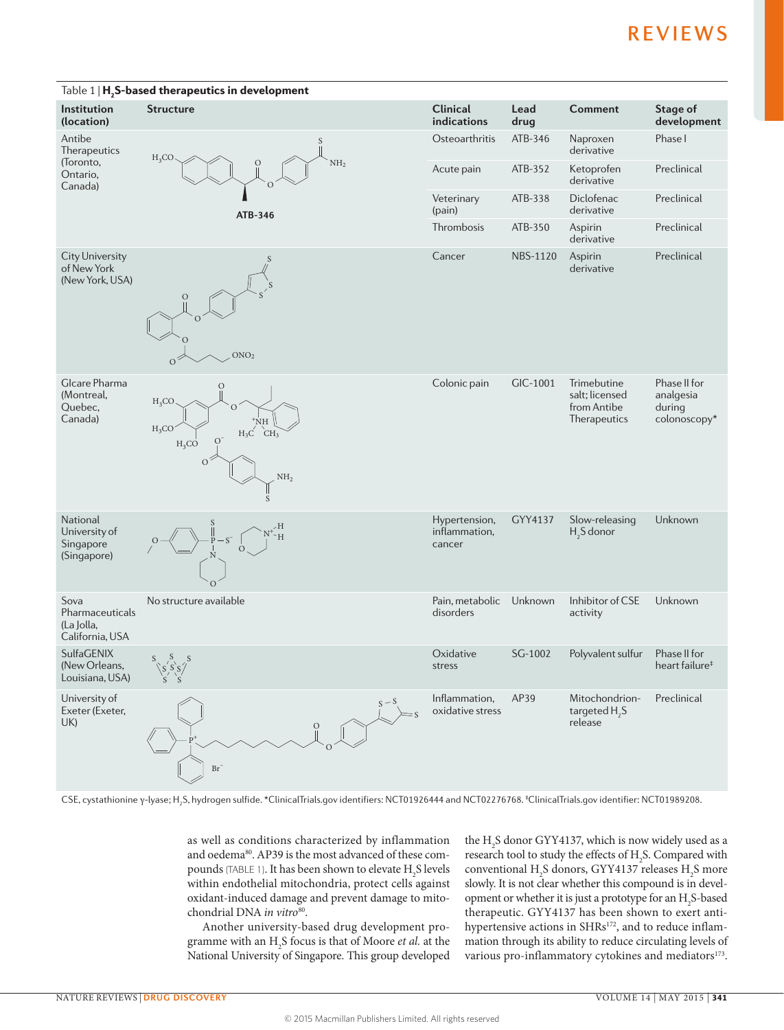Table 1 | **$H_2S$-based therapeutics in development**

| Institution (location) | Structure | Clinical indications | Lead drug | Comment | Stage of development |
|---|---|---|---|---|---|
| Antibe Therapeutics (Toronto, Ontario, Canada) | ATB-346 | Osteoarthritis | ATB-346 | Naproxen derivative | Phase I |
| | | Acute pain | ATB-352 | Ketoprofen derivative | Preclinical |
| | | Veterinary (pain) | ATB-338 | Diclofenac derivative | Preclinical |
| | | Thrombosis | ATB-350 | Aspirin derivative | Preclinical |
| City University of New York (New York, USA) | | Cancer | NBS-1120 | Aspirin derivative | Preclinical |
| GIcare Pharma (Montreal, Quebec, Canada) | | Colonic pain | GIC-1001 | Trimebutine salt; licensed from Antibe Therapeutics | Phase II for analgesia during colonoscopy* |
| National University of Singapore (Singapore) | | Hypertension, inflammation, cancer | GYY4137 | Slow-releasing $H_2S$ donor | Unknown |
| Sova Pharmaceuticals (La Jolla, California, USA | No structure available | Pain, metabolic disorders | Unknown | Inhibitor of CSE activity | Unknown |
| SulfaGENIX (New Orleans, Louisiana, USA) | | Oxidative stress | SG-1002 | Polyvalent sulfur | Phase II for heart failure‡ |
| University of Exeter (Exeter, UK) | | Inflammation, oxidative stress | AP39 | Mitochondrion-targeted $H_2S$ release | Preclinical |

CSE, cystathionine γ-lyase; $H_2S$, hydrogen sulfide. *ClinicalTrials.gov identifiers: NCT01926444 and NCT02276768. ‡ClinicalTrials.gov identifier: NCT01989208.

as well as conditions characterized by inflammation and oedema[80]. AP39 is the most advanced of these compounds (TABLE 1). It has been shown to elevate $H_2S$ levels within endothelial mitochondria, protect cells against oxidant-induced damage and prevent damage to mitochondrial DNA *in vitro*[80].

Another university-based drug development programme with an $H_2S$ focus is that of Moore *et al.* at the National University of Singapore. This group developed the $H_2S$ donor GYY4137, which is now widely used as a research tool to study the effects of $H_2S$. Compared with conventional $H_2S$ donors, GYY4137 releases $H_2S$ more slowly. It is not clear whether this compound is in development or whether it is just a prototype for an $H_2S$-based therapeutic. GYY4137 has been shown to exert antihypertensive actions in SHRs[172], and to reduce inflammation through its ability to reduce circulating levels of various pro-inflammatory cytokines and mediators[173].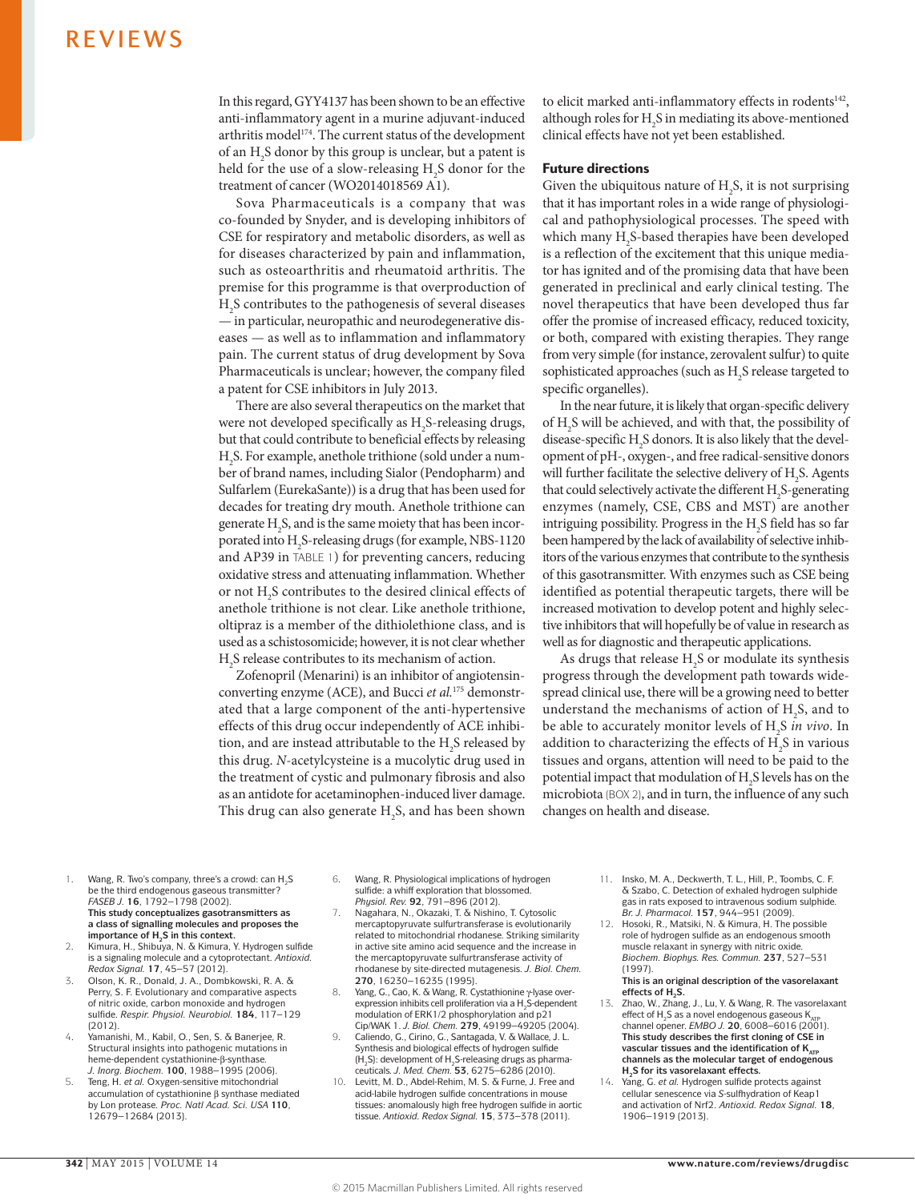In this regard, GYY4137 has been shown to be an effective anti-inflammatory agent in a murine adjuvant-induced arthritis model[174]. The current status of the development of an $H_2S$ donor by this group is unclear, but a patent is held for the use of a slow-releasing $H_2S$ donor for the treatment of cancer (WO2014018569 A1).

Sova Pharmaceuticals is a company that was co-founded by Snyder, and is developing inhibitors of CSE for respiratory and metabolic disorders, as well as for diseases characterized by pain and inflammation, such as osteoarthritis and rheumatoid arthritis. The premise for this programme is that overproduction of $H_2S$ contributes to the pathogenesis of several diseases — in particular, neuropathic and neurodegenerative diseases — as well as to inflammation and inflammatory pain. The current status of drug development by Sova Pharmaceuticals is unclear; however, the company filed a patent for CSE inhibitors in July 2013.

There are also several therapeutics on the market that were not developed specifically as $H_2S$-releasing drugs, but that could contribute to beneficial effects by releasing $H_2S$. For example, anethole trithione (sold under a number of brand names, including Sialor (Pendopharm) and Sulfarlem (EurekaSante)) is a drug that has been used for decades for treating dry mouth. Anethole trithione can generate $H_2S$, and is the same moiety that has been incorporated into $H_2S$-releasing drugs (for example, NBS-1120 and AP39 in TABLE 1) for preventing cancers, reducing oxidative stress and attenuating inflammation. Whether or not $H_2S$ contributes to the desired clinical effects of anethole trithione is not clear. Like anethole trithione, oltipraz is a member of the dithiolethione class, and is used as a schistosomicide; however, it is not clear whether $H_2S$ release contributes to its mechanism of action.

Zofenopril (Menarini) is an inhibitor of angiotensin-converting enzyme (ACE), and Bucci *et al.*[175] demonstrated that a large component of the anti-hypertensive effects of this drug occur independently of ACE inhibition, and are instead attributable to the $H_2S$ released by this drug. *N*-acetylcysteine is a mucolytic drug used in the treatment of cystic and pulmonary fibrosis and also as an antidote for acetaminophen-induced liver damage. This drug can also generate $H_2S$, and has been shown to elicit marked anti-inflammatory effects in rodents[142], although roles for $H_2S$ in mediating its above-mentioned clinical effects have not yet been established.

## Future directions

Given the ubiquitous nature of $H_2S$, it is not surprising that it has important roles in a wide range of physiological and pathophysiological processes. The speed with which many $H_2S$-based therapies have been developed is a reflection of the excitement that this unique mediator has ignited and of the promising data that have been generated in preclinical and early clinical testing. The novel therapeutics that have been developed thus far offer the promise of increased efficacy, reduced toxicity, or both, compared with existing therapies. They range from very simple (for instance, zerovalent sulfur) to quite sophisticated approaches (such as $H_2S$ release targeted to specific organelles).

In the near future, it is likely that organ-specific delivery of $H_2S$ will be achieved, and with that, the possibility of disease-specific $H_2S$ donors. It is also likely that the development of pH-, oxygen-, and free radical-sensitive donors will further facilitate the selective delivery of $H_2S$. Agents that could selectively activate the different $H_2S$-generating enzymes (namely, CSE, CBS and MST) are another intriguing possibility. Progress in the $H_2S$ field has so far been hampered by the lack of availability of selective inhibitors of the various enzymes that contribute to the synthesis of this gasotransmitter. With enzymes such as CSE being identified as potential therapeutic targets, there will be increased motivation to develop potent and highly selective inhibitors that will hopefully be of value in research as well as for diagnostic and therapeutic applications.

As drugs that release $H_2S$ or modulate its synthesis progress through the development path towards widespread clinical use, there will be a growing need to better understand the mechanisms of action of $H_2S$, and to be able to accurately monitor levels of $H_2S$ *in vivo*. In addition to characterizing the effects of $H_2S$ in various tissues and organs, attention will need to be paid to the potential impact that modulation of $H_2S$ levels has on the microbiota (BOX 2), and in turn, the influence of any such changes on health and disease.

1. Wang, R. Two's company, three's a crowd: can $H_2S$ be the third endogenous gaseous transmitter? *FASEB J.* **16**, 1792–1798 (2002).
   **This study conceptualizes gasotransmitters as a class of signalling molecules and proposes the importance of $H_2S$ in this context.**
2. Kimura, H., Shibuya, N. & Kimura, Y. Hydrogen sulfide is a signaling molecule and a cytoprotectant. *Antioxid. Redox Signal.* **17**, 45–57 (2012).
3. Olson, K. R., Donald, J. A., Dombkowski, R. A. & Perry, S. F. Evolutionary and comparative aspects of nitric oxide, carbon monoxide and hydrogen sulfide. *Respir. Physiol. Neurobiol.* **184**, 117–129 (2012).
4. Yamanishi, M., Kabil, O., Sen, S. & Banerjee, R. Structural insights into pathogenic mutations in heme-dependent cystathionine-β-synthase. *J. Inorg. Biochem.* **100**, 1988–1995 (2006).
5. Teng, H. *et al.* Oxygen-sensitive mitochondrial accumulation of cystathionine β synthase mediated by Lon protease. *Proc. Natl Acad. Sci. USA* **110**, 12679–12684 (2013).
6. Wang, R. Physiological implications of hydrogen sulfide: a whiff exploration that blossomed. *Physiol. Rev.* **92**, 791–896 (2012).
7. Nagahara, N., Okazaki, T. & Nishino, T. Cytosolic mercaptopyruvate sulfurtransferase is evolutionarily related to mitochondrial rhodanese. Striking similarity in active site amino acid sequence and the increase in the mercaptopyruvate sulfurtransferase activity of rhodanese by site-directed mutagenesis. *J. Biol. Chem.* **270**, 16230–16235 (1995).
8. Yang, G., Cao, K. & Wang, R. Cystathionine γ-lyase overexpression inhibits cell proliferation via a $H_2S$-dependent modulation of ERK1/2 phosphorylation and p21 Cip/WAK 1. *J. Biol. Chem.* **279**, 49199–49205 (2004).
9. Caliendo, G., Cirino, G., Santagada, V. & Wallace, J. L. Synthesis and biological effects of hydrogen sulfide ($H_2S$): development of $H_2S$-releasing drugs as pharmaceuticals. *J. Med. Chem.* **53**, 6275–6286 (2010).
10. Levitt, M. D., Abdel-Rehim, M. S. & Furne, J. Free and acid-labile hydrogen sulfide concentrations in mouse tissues: anomalously high free hydrogen sulfide in aortic tissue. *Antioxid. Redox Signal.* **15**, 373–378 (2011).
11. Insko, M. A., Deckwerth, T. L., Hill, P., Toombs, C. F. & Szabo, C. Detection of exhaled hydrogen sulphide gas in rats exposed to intravenous sodium sulphide. *Br. J. Pharmacol.* **157**, 944–951 (2009).
12. Hosoki, R., Matsiki, N. & Kimura, H. The possible role of hydrogen sulfide as an endogenous smooth muscle relaxant in synergy with nitric oxide. *Biochem. Biophys. Res. Commun.* **237**, 527–531 (1997).
    **This is an original description of the vasorelaxant effects of $H_2S$.**
13. Zhao, W., Zhang, J., Lu, Y. & Wang, R. The vasorelaxant effect of $H_2S$ as a novel endogenous gaseous $K_{ATP}$ channel opener. *EMBO J.* **20**, 6008–6016 (2001).
    **This study describes the first cloning of CSE in vascular tissues and the identification of $K_{ATP}$ channels as the molecular target of endogenous $H_2S$ for its vasorelaxant effects.**
14. Yang, G. *et al.* Hydrogen sulfide protects against cellular senescence via *S*-sulfhydration of Keap1 and activation of Nrf2. *Antioxid. Redox Signal.* **18**, 1906–1919 (2013).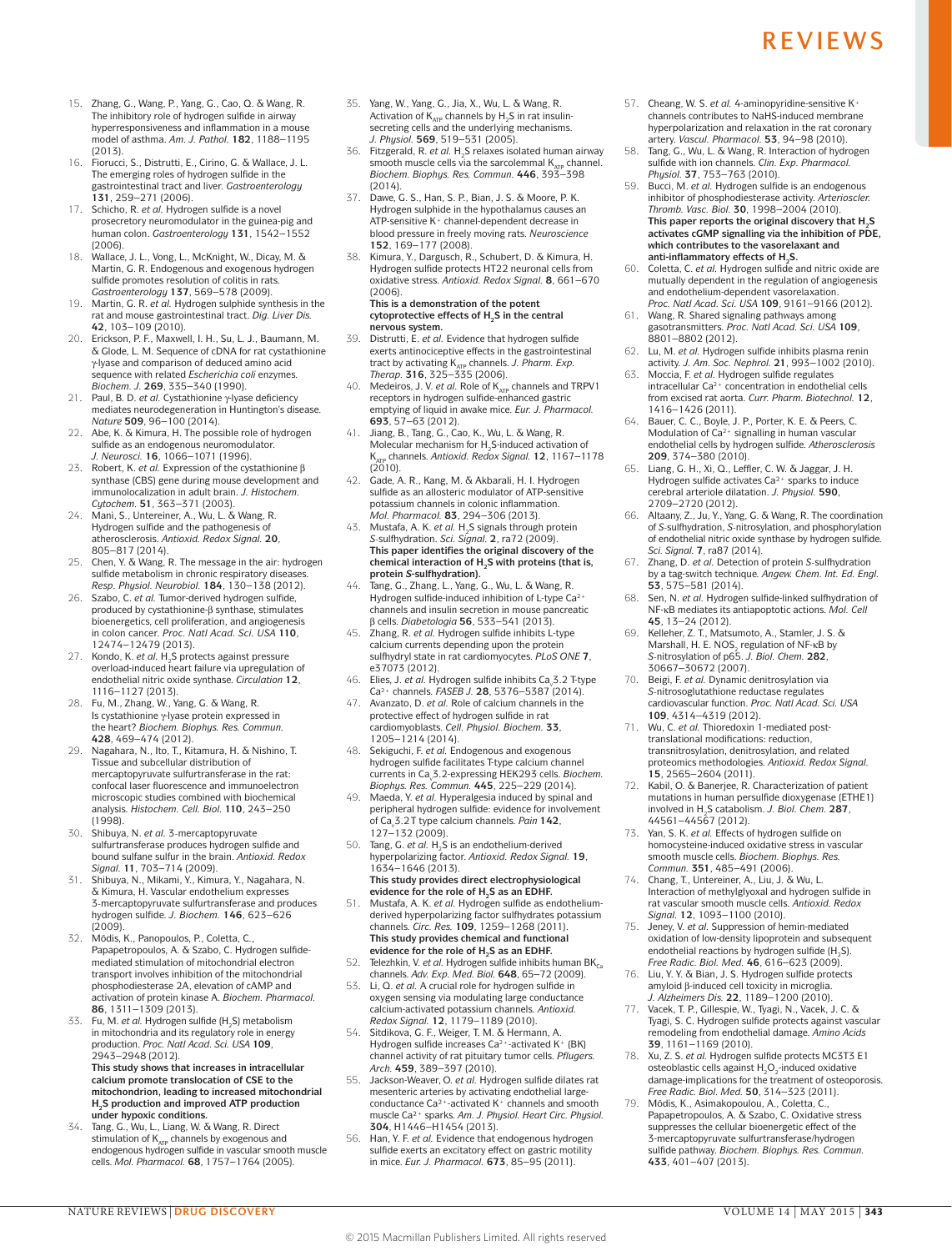15. Zhang, G., Wang, P., Yang, G., Cao, Q. & Wang, R. The inhibitory role of hydrogen sulfide in airway hyperresponsiveness and inflammation in a mouse model of asthma. *Am. J. Pathol.* **182**, 1188–1195 (2013).
16. Fiorucci, S., Distrutti, E., Cirino, G. & Wallace, J. L. The emerging roles of hydrogen sulfide in the gastrointestinal tract and liver. *Gastroenterology* **131**, 259–271 (2006).
17. Schicho, R. *et al.* Hydrogen sulfide is a novel prosecretory neuromodulator in the guinea-pig and human colon. *Gastroenterology* **131**, 1542–1552 (2006).
18. Wallace, J. L., Vong, L., McKnight, W., Dicay, M. & Martin, G. R. Endogenous and exogenous hydrogen sulfide promotes resolution of colitis in rats. *Gastroenterology* **137**, 569–578 (2009).
19. Martin, G. R. *et al.* Hydrogen sulphide synthesis in the rat and mouse gastrointestinal tract. *Dig. Liver Dis.* **42**, 103–109 (2010).
20. Erickson, P. F., Maxwell, I. H., Su, L. J., Baumann, M. & Glode, L. M. Sequence of cDNA for rat cystathionine γ-lyase and comparison of deduced amino acid sequence with related *Escherichia coli* enzymes. *Biochem. J.* **269**, 335–340 (1990).
21. Paul, B. D. *et al.* Cystathionine γ-lyase deficiency mediates neurodegeneration in Huntington's disease. *Nature* **509**, 96–100 (2014).
22. Abe, K. & Kimura, H. The possible role of hydrogen sulfide as an endogenous neuromodulator. *J. Neurosci.* **16**, 1066–1071 (1996).
23. Robert, K. *et al.* Expression of the cystathionine β synthase (CBS) gene during mouse development and immunolocalization in adult brain. *J. Histochem. Cytochem.* **51**, 363–371 (2003).
24. Mani, S., Untereiner, A., Wu, L. & Wang, R. Hydrogen sulfide and the pathogenesis of atherosclerosis. *Antioxid. Redox Signal.* **20**, 805–817 (2014).
25. Chen, Y. & Wang, R. The message in the air: hydrogen sulfide metabolism in chronic respiratory diseases. *Resp. Physiol. Neurobiol.* **184**, 130–138 (2012).
26. Szabo, C. *et al.* Tumor-derived hydrogen sulfide, produced by cystathionine-β synthase, stimulates bioenergetics, cell proliferation, and angiogenesis in colon cancer. *Proc. Natl Acad. Sci. USA* **110**, 12474–12479 (2013).
27. Kondo, K. *et al.* $H_2S$ protects against pressure overload-induced heart failure via upregulation of endothelial nitric oxide synthase. *Circulation* **12**, 1116–1127 (2013).
28. Fu, M., Zhang, W., Wu, L., Yang, G. & Wang, R. Is cystathionine γ-lyase protein expressed in the heart? *Biochem. Biophys. Res. Commun.* **428**, 469–474 (2012).
29. Nagahara, N., Ito, T., Kitamura, H. & Nishino, T. Tissue and subcellular distribution of mercaptopyruvate sulfurtransferase in the rat: confocal laser fluorescence and immunoelectron microscopic studies combined with biochemical analysis. *Histochem. Cell. Biol.* **110**, 243–250 (1998).
30. Shibuya, N. *et al.* 3-mercaptopyruvate sulfurtransferase produces hydrogen sulfide and bound sulfane sulfur in the brain. *Antioxid. Redox Signal.* **11**, 703–714 (2009).
31. Shibuya, N., Mikami, Y., Kimura, Y., Nagahara, N. & Kimura, H. Vascular endothelium expresses 3-mercaptopyruvate sulfurtransferase and produces hydrogen sulfide. *J. Biochem.* **146**, 623–626 (2009).
32. Módis, K., Panopoulos, P., Coletta, C., Papapetropoulos, A. & Szabo, C. Hydrogen sulfide-mediated stimulation of mitochondrial electron transport involves inhibition of the mitochondrial phosphodiesterase 2A, elevation of cAMP and activation of protein kinase A. *Biochem. Pharmacol.* **86**, 1311–1309 (2013).
33. Fu, M. *et al.* Hydrogen sulfide ($H_2S$) metabolism in mitochondria and its regulatory role in energy production. *Proc. Natl Acad. Sci. USA* **109**, 2943–2948 (2012).
**This study shows that increases in intracellular calcium promote translocation of CSE to the mitochondrion, leading to increased mitochondrial $H_2S$ production and improved ATP production under hypoxic conditions.**
34. Tang, G., Wu, L., Liang, W. & Wang, R. Direct stimulation of $K_{ATP}$ channels by exogenous and endogenous hydrogen sulfide in vascular smooth muscle cells. *Mol. Pharmacol.* **68**, 1757–1764 (2005).
35. Yang, W., Yang, G., Jia, X., Wu, L. & Wang, R. Activation of $K_{ATP}$ channels by $H_2S$ in rat insulin-secreting cells and the underlying mechanisms. *J. Physiol.* **569**, 519–531 (2005).
36. Fitzgerald, R. *et al.* $H_2S$ relaxes isolated human airway smooth muscle cells via the sarcolemmal $K_{ATP}$ channel. *Biochem. Biophys. Res. Commun.* **446**, 393–398 (2014).
37. Dawe, G. S., Han, S. P., Bian, J. S. & Moore, P. K. Hydrogen sulphide in the hypothalamus causes an ATP-sensitive $K^+$ channel-dependent decrease in blood pressure in freely moving rats. *Neuroscience* **152**, 169–177 (2008).
38. Kimura, Y., Dargusch, R., Schubert, D. & Kimura, H. Hydrogen sulfide protects HT22 neuronal cells from oxidative stress. *Antioxid. Redox Signal.* **8**, 661–670 (2006).
**This is a demonstration of the potent cytoprotective effects of $H_2S$ in the central nervous system.**
39. Distrutti, E. *et al.* Evidence that hydrogen sulfide exerts antinociceptive effects in the gastrointestinal tract by activating $K_{ATP}$ channels. *J. Pharm. Exp. Therap.* **316**, 325–335 (2006).
40. Medeiros, J. V. *et al.* Role of $K_{ATP}$ channels and TRPV1 receptors in hydrogen sulfide-enhanced gastric emptying of liquid in awake mice. *Eur. J. Pharmacol.* **693**, 57–63 (2012).
41. Jiang, B., Tang, G., Cao, K., Wu, L. & Wang, R. Molecular mechanism for $H_2S$-induced activation of $K_{ATP}$ channels. *Antioxid. Redox Signal.* **12**, 1167–1178 (2010).
42. Gade, A. R., Kang, M. & Akbarali, H. I. Hydrogen sulfide as an allosteric modulator of ATP-sensitive potassium channels in colonic inflammation. *Mol. Pharmacol.* **83**, 294–306 (2013).
43. Mustafa, A. K. *et al.* $H_2S$ signals through protein *S*-sulfhydration. *Sci. Signal.* **2**, ra72 (2009).
**This paper identifies the original discovery of the chemical interaction of $H_2S$ with proteins (that is, protein *S*-sulfhydration).**
44. Tang, G., Zhang, L., Yang, G., Wu, L. & Wang, R. Hydrogen sulfide-induced inhibition of L-type $Ca^{2+}$ channels and insulin secretion in mouse pancreatic β cells. *Diabetologia* **56**, 533–541 (2013).
45. Zhang, R. *et al.* Hydrogen sulfide inhibits L-type calcium currents depending upon the protein sulfhydryl state in rat cardiomyocytes. *PLoS ONE* **7**, e37073 (2012).
46. Elies, J. *et al.* Hydrogen sulfide inhibits $Ca_v3.2$ T-type $Ca^{2+}$ channels. *FASEB J.* **28**, 5376–5387 (2014).
47. Avanzato, D. *et al.* Role of calcium channels in the protective effect of hydrogen sulfide in rat cardiomyoblasts. *Cell. Physiol. Biochem.* **33**, 1205–1214 (2014).
48. Sekiguchi, F. *et al.* Endogenous and exogenous hydrogen sulfide facilitates T-type calcium channel currents in $Ca_v3.2$-expressing HEK293 cells. *Biochem. Biophys. Res. Commun.* **445**, 225–229 (2014).
49. Maeda, Y. *et al.* Hyperalgesia induced by spinal and peripheral hydrogen sulfide: evidence for involvement of $Ca_v3.2$T type calcium channels. *Pain* **142**, 127–132 (2009).
50. Tang, G. *et al.* $H_2S$ is an endothelium-derived hyperpolarizing factor. *Antioxid. Redox Signal.* **19**, 1634–1646 (2013).
**This study provides direct electrophysiological evidence for the role of $H_2S$ as an EDHF.**
51. Mustafa, A. K. *et al.* Hydrogen sulfide as endothelium-derived hyperpolarizing factor sulfhydrates potassium channels. *Circ. Res.* **109**, 1259–1268 (2011).
**This study provides chemical and functional evidence for the role of $H_2S$ as an EDHF.**
52. Telezhkin, V. *et al.* Hydrogen sulfide inhibits human $BK_{Ca}$ channels. *Adv. Exp. Med. Biol.* **648**, 65–72 (2009).
53. Li, Q. *et al.* A crucial role for hydrogen sulfide in oxygen sensing via modulating large conductance calcium-activated potassium channels. *Antioxid. Redox Signal.* **12**, 1179–1189 (2010).
54. Sitdikova, G. F., Weiger, T. M. & Hermann, A. Hydrogen sulfide increases $Ca^{2+}$-activated $K^+$ (BK) channel activity of rat pituitary tumor cells. *Pflugers Arch.* **459**, 389–397 (2010).
55. Jackson-Weaver, O. *et al.* Hydrogen sulfide dilates rat mesenteric arteries by activating endothelial large-conductance $Ca^{2+}$-activated $K^+$ channels and smooth muscle $Ca^{2+}$ sparks. *Am. J. Physiol. Heart Circ. Physiol.* **304**, H1446–H1454 (2013).
56. Han, Y. F. *et al.* Evidence that endogenous hydrogen sulfide exerts an excitatory effect on gastric motility in mice. *Eur. J. Pharmacol.* **673**, 85–95 (2011).
57. Cheang, W. S. *et al.* 4-aminopyridine-sensitive $K^+$ channels contributes to NaHS-induced membrane hyperpolarization and relaxation in the rat coronary artery. *Vascul. Pharmacol.* **53**, 94–98 (2010).
58. Tang, G., Wu, L. & Wang, R. Interaction of hydrogen sulfide with ion channels. *Clin. Exp. Pharmacol. Physiol.* **37**, 753–763 (2010).
59. Bucci, M. *et al.* Hydrogen sulfide is an endogenous inhibitor of phosphodiesterase activity. *Arterioscler. Thromb. Vasc. Biol.* **30**, 1998–2004 (2010).
**This paper reports the original discovery that $H_2S$ activates cGMP signalling via the inhibition of PDE, which contributes to the vasorelaxant and anti-inflammatory effects of $H_2S$.**
60. Coletta, C. *et al.* Hydrogen sulfide and nitric oxide are mutually dependent in the regulation of angiogenesis and endothelium-dependent vasorelaxation. *Proc. Natl Acad. Sci. USA* **109**, 9161–9166 (2012).
61. Wang, R. Shared signaling pathways among gasotransmitters. *Proc. Natl Acad. Sci. USA* **109**, 8801–8802 (2012).
62. Lu, M. *et al.* Hydrogen sulfide inhibits plasma renin activity. *J. Am. Soc. Nephrol.* **21**, 993–1002 (2010).
63. Moccia, F. *et al.* Hydrogen sulfide regulates intracellular $Ca^{2+}$ concentration in endothelial cells from excised rat aorta. *Curr. Pharm. Biotechnol.* **12**, 1416–1426 (2011).
64. Bauer, C. C., Boyle, J. P., Porter, K. E. & Peers, C. Modulation of $Ca^{2+}$ signalling in human vascular endothelial cells by hydrogen sulfide. *Atherosclerosis* **209**, 374–380 (2010).
65. Liang, G. H., Xi, Q., Leffler, C. W. & Jaggar, J. H. Hydrogen sulfide activates $Ca^{2+}$ sparks to induce cerebral arteriole dilatation. *J. Physiol.* **590**, 2709–2720 (2012).
66. Altaany, Z., Ju, Y., Yang, G. & Wang, R. The coordination of *S*-sulfhydration, *S*-nitrosylation, and phosphorylation of endothelial nitric oxide synthase by hydrogen sulfide. *Sci. Signal.* **7**, ra87 (2014).
67. Zhang, D. *et al.* Detection of protein *S*-sulfhydration by a tag-switch technique. *Angew. Chem. Int. Ed. Engl.* **53**, 575–581 (2014).
68. Sen, N. *et al.* Hydrogen sulfide-linked sulfhydration of NF-κB mediates its antiapoptotic actions. *Mol. Cell* **45**, 13–24 (2012).
69. Kelleher, Z. T., Matsumoto, A., Stamler, J. S. & Marshall, H. E. $NOS_2$ regulation of NF-κB by *S*-nitrosylation of p65. *J. Biol. Chem.* **282**, 30667–30672 (2007).
70. Beigi, F. *et al.* Dynamic denitrosylation via *S*-nitrosoglutathione reductase regulates cardiovascular function. *Proc. Natl Acad. Sci. USA* **109**, 4314–4319 (2012).
71. Wu, C. *et al.* Thioredoxin 1-mediated post-translational modifications: reduction, transnitrosylation, denitrosylation, and related proteomics methodologies. *Antioxid. Redox Signal.* **15**, 2565–2604 (2011).
72. Kabil, O. & Banerjee, R. Characterization of patient mutations in human persulfide dioxygenase (ETHE1) involved in $H_2S$ catabolism. *J. Biol. Chem.* **287**, 44561–44567 (2012).
73. Yan, S. K. *et al.* Effects of hydrogen sulfide on homocysteine-induced oxidative stress in vascular smooth muscle cells. *Biochem. Biophys. Res. Commun.* **351**, 485–491 (2006).
74. Chang, T., Untereiner, A., Liu, J. & Wu, L. Interaction of methylglyoxal and hydrogen sulfide in rat vascular smooth muscle cells. *Antioxid. Redox Signal.* **12**, 1093–1100 (2010).
75. Jeney, V. *et al.* Suppression of hemin-mediated oxidation of low-density lipoprotein and subsequent endothelial reactions by hydrogen sulfide ($H_2S$). *Free Radic. Biol. Med.* **46**, 616–623 (2009).
76. Liu, Y. Y. & Bian, J. S. Hydrogen sulfide protects amyloid β-induced cell toxicity in microglia. *J. Alzheimers Dis.* **22**, 1189–1200 (2010).
77. Vacek, T. P., Gillespie, W., Tyagi, N., Vacek, J. C. & Tyagi, S. C. Hydrogen sulfide protects against vascular remodeling from endothelial damage. *Amino Acids* **39**, 1161–1169 (2010).
78. Xu, Z. S. *et al.* Hydrogen sulfide protects MC3T3 E1 osteoblastic cells against $H_2O_2$-induced oxidative damage-implications for the treatment of osteoporosis. *Free Radic. Biol. Med.* **50**, 314–323 (2011).
79. Módis, K., Asimakopoulou, A., Coletta, C., Papapetropoulos, A. & Szabo, C. Oxidative stress suppresses the cellular bioenergetic effect of the 3-mercaptopyruvate sulfurtransferase/hydrogen sulfide pathway. *Biochem. Biophys. Res. Commun.* **433**, 401–407 (2013).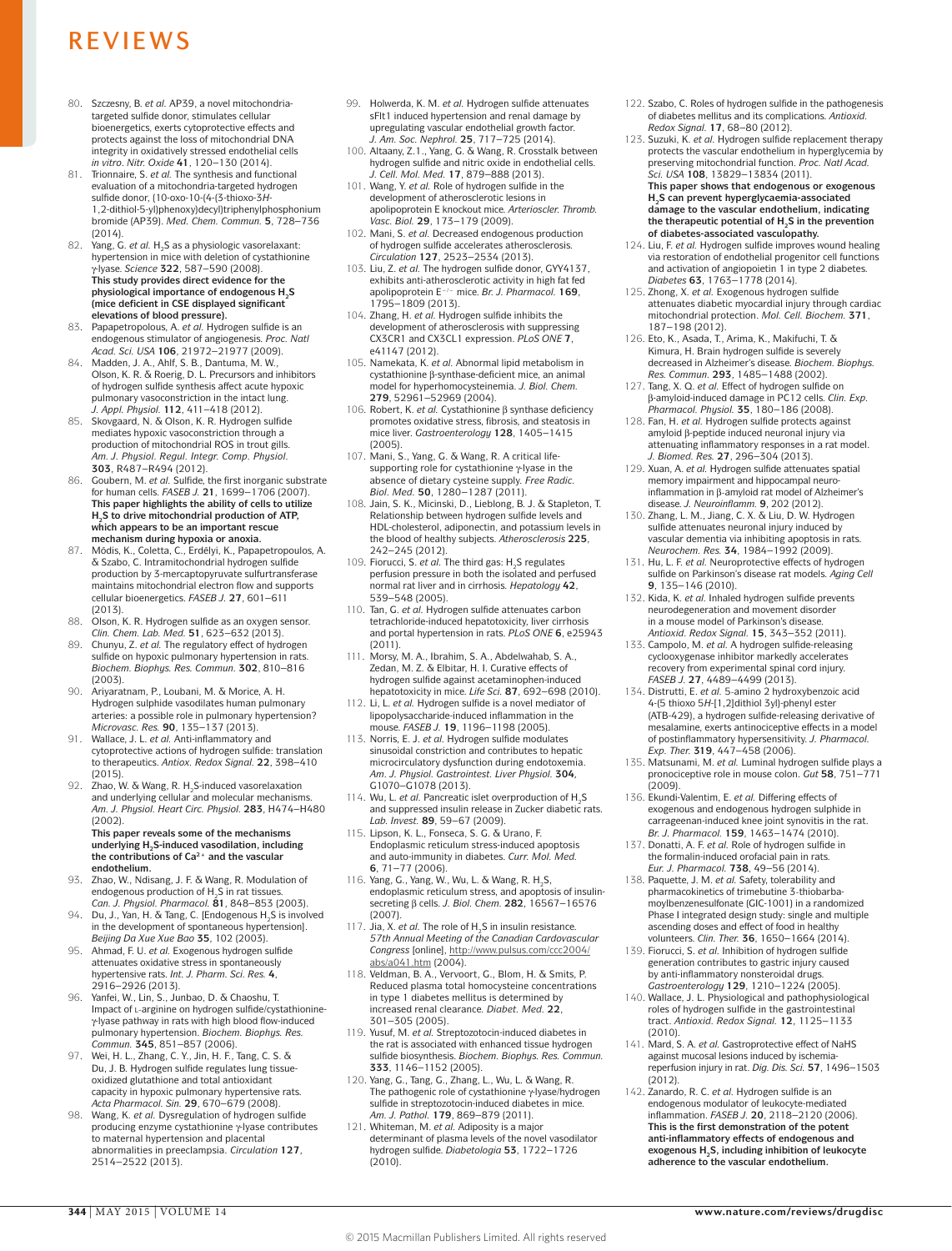80. Szczesny, B. *et al.* AP39, a novel mitochondria-targeted sulfide donor, stimulates cellular bioenergetics, exerts cytoprotective effects and protects against the loss of mitochondrial DNA integrity in oxidatively stressed endothelial cells *in vitro*. *Nitr. Oxide* **41**, 120–130 (2014).
81. Trionnaire, S. *et al.* The synthesis and functional evaluation of a mitochondria-targeted hydrogen sulfide donor, (10-oxo-10-(4-(3-thioxo-3*H*-1,2-dithiol-5-yl)phenoxy)decyl)triphenylphosphonium bromide (AP39). *Med. Chem. Commun.* **5**, 728–736 (2014).
82. Yang, G. *et al.* $H_2S$ as a physiologic vasorelaxant: hypertension in mice with deletion of cystathionine γ-lyase. *Science* **322**, 587–590 (2008).
**This study provides direct evidence for the physiological importance of endogenous $H_2S$ (mice deficient in CSE displayed significant elevations of blood pressure).**
83. Papapetropoulos, A. *et al.* Hydrogen sulfide is an endogenous stimulator of angiogenesis. *Proc. Natl Acad. Sci. USA* **106**, 21972–21977 (2009).
84. Madden, J. A., Ahlf, S. B., Dantuma, M. W., Olson, K. R. & Roerig, D. L. Precursors and inhibitors of hydrogen sulfide synthesis affect acute hypoxic pulmonary vasoconstriction in the intact lung. *J. Appl. Physiol.* **112**, 411–418 (2012).
85. Skovgaard, N. & Olson, K. R. Hydrogen sulfide mediates hypoxic vasoconstriction through a production of mitochondrial ROS in trout gills. *Am. J. Physiol. Regul. Integr. Comp. Physiol.* **303**, R487–R494 (2012).
86. Goubern, M. *et al.* Sulfide, the first inorganic substrate for human cells. *FASEB J.* **21**, 1699–1706 (2007).
**This paper highlights the ability of cells to utilize $H_2S$ to drive mitochondrial production of ATP, which appears to be an important rescue mechanism during hypoxia or anoxia.**
87. Módis, K., Coletta, C., Erdélyi, K., Papapetropoulos, A. & Szabo, C. Intramitochondrial hydrogen sulfide production by 3-mercaptopyruvate sulfurtransferase maintains mitochondrial electron flow and supports cellular bioenergetics. *FASEB J.* **27**, 601–611 (2013).
88. Olson, K. R. Hydrogen sulfide as an oxygen sensor. *Clin. Chem. Lab. Med.* **51**, 623–632 (2013).
89. Chunyu, Z. *et al.* The regulatory effect of hydrogen sulfide on hypoxic pulmonary hypertension in rats. *Biochem. Biophys. Res. Commun.* **302**, 810–816 (2003).
90. Ariyaratnam, P., Loubani, M. & Morice, A. H. Hydrogen sulphide vasodilates human pulmonary arteries: a possible role in pulmonary hypertension? *Microvasc. Res.* **90**, 135–137 (2013).
91. Wallace, J. L. *et al.* Anti-inflammatory and cytoprotective actions of hydrogen sulfide: translation to therapeutics. *Antiox. Redox Signal.* **22**, 398–410 (2015).
92. Zhao, W. & Wang, R. $H_2S$-induced vasorelaxation and underlying cellular and molecular mechanisms. *Am. J. Physiol. Heart Circ. Physiol.* **283**, H474–H480 (2002).
**This paper reveals some of the mechanisms underlying $H_2S$-induced vasodilation, including the contributions of $Ca^{2+}$ and the vascular endothelium.**
93. Zhao, W., Ndisang, J. F. & Wang, R. Modulation of endogenous production of $H_2S$ in rat tissues. *Can. J. Physiol. Pharmacol.* **81**, 848–853 (2003).
94. Du, J., Yan, H. & Tang, C. [Endogenous $H_2S$ is involved in the development of spontaneous hypertension]. *Beijing Da Xue Xue Bao* **35**, 102 (2003).
95. Ahmad, F. U. *et al.* Exogenous hydrogen sulfide attenuates oxidative stress in spontaneously hypertensive rats. *Int. J. Pharm. Sci. Res.* **4**, 2916–2926 (2013).
96. Yanfei, W., Lin, S., Junbao, D. & Chaoshu, T. Impact of L-arginine on hydrogen sulfide/cystathionine-γ-lyase pathway in rats with high blood flow-induced pulmonary hypertension. *Biochem. Biophys. Res. Commun.* **345**, 851–857 (2006).
97. Wei, H. L., Zhang, C. Y., Jin, H. F., Tang, C. S. & Du, J. B. Hydrogen sulfide regulates lung tissue-oxidized glutathione and total antioxidant capacity in hypoxic pulmonary hypertensive rats. *Acta Pharmacol. Sin.* **29**, 670–679 (2008).
98. Wang, K. *et al.* Dysregulation of hydrogen sulfide producing enzyme cystathionine γ-lyase contributes to maternal hypertension and placental abnormalities in preeclampsia. *Circulation* **127**, 2514–2522 (2013).
99. Holwerda, K. M. *et al.* Hydrogen sulfide attenuates sFlt1 induced hypertension and renal damage by upregulating vascular endothelial growth factor. *J. Am. Soc. Nephrol.* **25**, 717–725 (2014).
100. Altaany, Z.1., Yang, G. & Wang, R. Crosstalk between hydrogen sulfide and nitric oxide in endothelial cells. *J. Cell. Mol. Med.* **17**, 879–888 (2013).
101. Wang, Y. *et al.* Role of hydrogen sulfide in the development of atherosclerotic lesions in apolipoprotein E knockout mice. *Arterioscler. Thromb. Vasc. Biol.* **29**, 173–179 (2009).
102. Mani, S. *et al.* Decreased endogenous production of hydrogen sulfide accelerates atherosclerosis. *Circulation* **127**, 2523–2534 (2013).
103. Liu, Z. *et al.* The hydrogen sulfide donor, GYY4137, exhibits anti-atherosclerotic activity in high fat fed apolipoprotein $E^{-/-}$ mice. *Br. J. Pharmacol.* **169**, 1795–1809 (2013).
104. Zhang, H. *et al.* Hydrogen sulfide inhibits the development of atherosclerosis with suppressing CX3CR1 and CX3CL1 expression. *PLoS ONE* **7**, e41147 (2012).
105. Namekata, K. *et al.* Abnormal lipid metabolism in cystathionine β-synthase-deficient mice, an animal model for hyperhomocysteinemia. *J. Biol. Chem.* **279**, 52961–52969 (2004).
106. Robert, K. *et al.* Cystathionine β synthase deficiency promotes oxidative stress, fibrosis, and steatosis in mice liver. *Gastroenterology* **128**, 1405–1415 (2005).
107. Mani, S., Yang, G. & Wang, R. A critical life-supporting role for cystathionine γ-lyase in the absence of dietary cysteine supply. *Free Radic. Biol. Med.* **50**, 1280–1287 (2011).
108. Jain, S. K., Micinski, D., Lieblong, B. J. & Stapleton, T. Relationship between hydrogen sulfide levels and HDL-cholesterol, adiponectin, and potassium levels in the blood of healthy subjects. *Atherosclerosis* **225**, 242–245 (2012).
109. Fiorucci, S. *et al.* The third gas: $H_2S$ regulates perfusion pressure in both the isolated and perfused normal rat liver and in cirrhosis. *Hepatology* **42**, 539–548 (2005).
110. Tan, G. *et al.* Hydrogen sulfide attenuates carbon tetrachloride-induced hepatotoxicity, liver cirrhosis and portal hypertension in rats. *PLoS ONE* **6**, e25943 (2011).
111. Morsy, M. A., Ibrahim, S. A., Abdelwahab, S. A., Zedan, M. Z. & Elbitar, H. I. Curative effects of hydrogen sulfide against acetaminophen-induced hepatotoxicity in mice. *Life Sci.* **87**, 692–698 (2010).
112. Li, L. *et al.* Hydrogen sulfide is a novel mediator of lipopolysaccharide-induced inflammation in the mouse. *FASEB J.* **19**, 1196–1198 (2005).
113. Norris, E. J. *et al.* Hydrogen sulfide modulates sinusoidal constriction and contributes to hepatic microcirculatory dysfunction during endotoxemia. *Am. J. Physiol. Gastrointest. Liver Physiol.* **304**, G1070–G1078 (2013).
114. Wu, L. *et al.* Pancreatic islet overproduction of $H_2S$ and suppressed insulin release in Zucker diabetic rats. *Lab. Invest.* **89**, 59–67 (2009).
115. Lipson, K. L., Fonseca, S. G. & Urano, F. Endoplasmic reticulum stress-induced apoptosis and auto-immunity in diabetes. *Curr. Mol. Med.* **6**, 71–77 (2006).
116. Yang, G., Yang, W., Wu, L. & Wang, R. $H_2S$, endoplasmic reticulum stress, and apoptosis of insulin-secreting β cells. *J. Biol. Chem.* **282**, 16567–16576 (2007).
117. Jia, X. *et al.* The role of $H_2S$ in insulin resistance. *57th Annual Meeting of the Canadian Cardiovascular Congress* [online], http://www.pulsus.com/ccc2004/abs/a041.htm (2004).
118. Veldman, B. A., Vervoort, G., Blom, H. & Smits, P. Reduced plasma total homocysteine concentrations in type 1 diabetes mellitus is determined by increased renal clearance. *Diabet. Med.* **22**, 301–305 (2005).
119. Yusuf, M. *et al.* Streptozotocin-induced diabetes in the rat is associated with enhanced tissue hydrogen sulfide biosynthesis. *Biochem. Biophys. Res. Commun.* **333**, 1146–1152 (2005).
120. Yang, G., Tang, G., Zhang, L., Wu, L. & Wang, R. The pathogenic role of cystathionine γ-lyase/hydrogen sulfide in streptozotocin-induced diabetes in mice. *Am. J. Pathol.* **179**, 869–879 (2011).
121. Whiteman, M. *et al.* Adiposity is a major determinant of plasma levels of the novel vasodilator hydrogen sulfide. *Diabetologia* **53**, 1722–1726 (2010).
122. Szabo, C. Roles of hydrogen sulfide in the pathogenesis of diabetes mellitus and its complications. *Antioxid. Redox Signal.* **17**, 68–80 (2012).
123. Suzuki, K. *et al.* Hydrogen sulfide replacement therapy protects the vascular endothelium in hyperglycemia by preserving mitochondrial function. *Proc. Natl Acad. Sci. USA* **108**, 13829–13834 (2011).
**This paper shows that endogenous or exogenous $H_2S$ can prevent hyperglycaemia-associated damage to the vascular endothelium, indicating the therapeutic potential of $H_2S$ in the prevention of diabetes-associated vasculopathy.**
124. Liu, F. *et al.* Hydrogen sulfide improves wound healing via restoration of endothelial progenitor cell functions and activation of angiopoietin 1 in type 2 diabetes. *Diabetes* **63**, 1763–1778 (2014).
125. Zhong, X. *et al.* Exogenous hydrogen sulfide attenuates diabetic myocardial injury through cardiac mitochondrial protection. *Mol. Cell. Biochem.* **371**, 187–198 (2012).
126. Eto, K., Asada, T., Arima, K., Makifuchi, T. & Kimura, H. Brain hydrogen sulfide is severely decreased in Alzheimer's disease. *Biochem. Biophys. Res. Commun.* **293**, 1485–1488 (2002).
127. Tang, X. Q. *et al.* Effect of hydrogen sulfide on β-amyloid-induced damage in PC12 cells. *Clin. Exp. Pharmacol. Physiol.* **35**, 180–186 (2008).
128. Fan, H. *et al.* Hydrogen sulfide protects against amyloid β-peptide induced neuronal injury via attenuating inflammatory responses in a rat model. *J. Biomed. Res.* **27**, 296–304 (2013).
129. Xuan, A. *et al.* Hydrogen sulfide attenuates spatial memory impairment and hippocampal neuro-inflammation in β-amyloid rat model of Alzheimer's disease. *J. Neuroinflamm.* **9**, 202 (2012).
130. Zhang, L. M., Jiang, C. X. & Liu, D. W. Hydrogen sulfide attenuates neuronal injury induced by vascular dementia via inhibiting apoptosis in rats. *Neurochem. Res.* **34**, 1984–1992 (2009).
131. Hu, L. F. *et al.* Neuroprotective effects of hydrogen sulfide on Parkinson's disease rat models. *Aging Cell* **9**, 135–146 (2010).
132. Kida, K. *et al.* Inhaled hydrogen sulfide prevents neurodegeneration and movement disorder in a mouse model of Parkinson's disease. *Antioxid. Redox Signal.* **15**, 343–352 (2011).
133. Campolo, M. *et al.* A hydrogen sulfide-releasing cyclooxygenase inhibitor markedly accelerates recovery from experimental spinal cord injury. *FASEB J.* **27**, 4489–4499 (2013).
134. Distrutti, E. *et al.* 5-amino 2 hydroxybenzoic acid 4-(5 thioxo 5*H*-[1,2]dithiol 3yl)-phenyl ester (ATB-429), a hydrogen sulfide-releasing derivative of mesalamine, exerts antinociceptive effects in a model of postinflammatory hypersensitivity. *J. Pharmacol. Exp. Ther.* **319**, 447–458 (2006).
135. Matsunami, M. *et al.* Luminal hydrogen sulfide plays a pronociceptive role in mouse colon. *Gut* **58**, 751–771 (2009).
136. Ekundi-Valentim, E. *et al.* Differing effects of exogenous and endogenous hydrogen sulphide in carrageenan-induced knee joint synovitis in the rat. *Br. J. Pharmacol.* **159**, 1463–1474 (2010).
137. Donatti, A. F. *et al.* Role of hydrogen sulfide in the formalin-induced orofacial pain in rats. *Eur. J. Pharmacol.* **738**, 49–56 (2014).
138. Paquette, J. M. *et al.* Safety, tolerability and pharmacokinetics of trimebutine 3-thiobarbamoylbenzenesulfonate (GIC-1001) in a randomized Phase I integrated design study: single and multiple ascending doses and effect of food in healthy volunteers. *Clin. Ther.* **36**, 1650–1664 (2014).
139. Fiorucci, S. *et al.* Inhibition of hydrogen sulfide generation contributes to gastric injury caused by anti-inflammatory nonsteroidal drugs. *Gastroenterology* **129**, 1210–1224 (2005).
140. Wallace, J. L. Physiological and pathophysiological roles of hydrogen sulfide in the gastrointestinal tract. *Antioxid. Redox Signal.* **12**, 1125–1133 (2010).
141. Mard, S. A. *et al.* Gastroprotective effect of NaHS against mucosal lesions induced by ischemia-reperfusion injury in rat. *Dig. Dis. Sci.* **57**, 1496–1503 (2012).
142. Zanardo, R. C. *et al.* Hydrogen sulfide is an endogenous modulator of leukocyte-mediated inflammation. *FASEB J.* **20**, 2118–2120 (2006).
**This is the first demonstration of the potent anti-inflammatory effects of endogenous and exogenous $H_2S$, including inhibition of leukocyte adherence to the vascular endothelium.**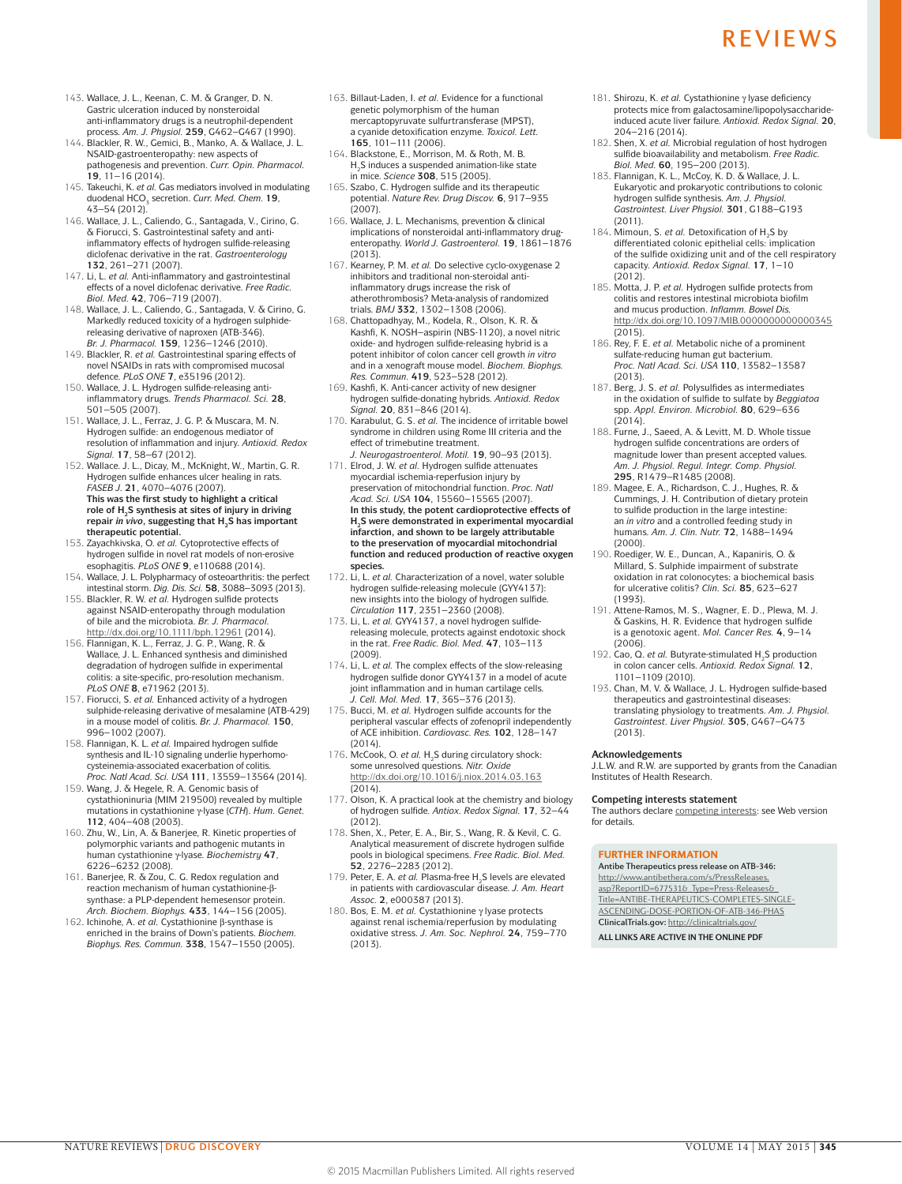143. Wallace, J. L., Keenan, C. M. & Granger, D. N. Gastric ulceration induced by nonsteroidal anti-inflammatory drugs is a neutrophil-dependent process. *Am. J. Physiol.* **259**, G462–G467 (1990).
144. Blackler, R. W., Gemici, B., Manko, A. & Wallace, J. L. NSAID-gastroenteropathy: new aspects of pathogenesis and prevention. *Curr. Opin. Pharmacol.* **19**, 11–16 (2014).
145. Takeuchi, K. *et al.* Gas mediators involved in modulating duodenal $HCO_3$ secretion. *Curr. Med. Chem.* **19**, 43–54 (2012).
146. Wallace, J. L., Caliendo, G., Santagada, V., Cirino, G. & Fiorucci, S. Gastrointestinal safety and anti-inflammatory effects of hydrogen sulfide-releasing diclofenac derivative in the rat. *Gastroenterology* **132**, 261–271 (2007).
147. Li, L. *et al.* Anti-inflammatory and gastrointestinal effects of a novel diclofenac derivative. *Free Radic. Biol. Med.* **42**, 706–719 (2007).
148. Wallace, J. L., Caliendo, G., Santagada, V. & Cirino, G. Markedly reduced toxicity of a hydrogen sulphide-releasing derivative of naproxen (ATB-346). *Br. J. Pharmacol.* **159**, 1236–1246 (2010).
149. Blackler, R. *et al.* Gastrointestinal sparing effects of novel NSAIDs in rats with compromised mucosal defence. *PLoS ONE* **7**, e35196 (2012).
150. Wallace, J. L. Hydrogen sulfide-releasing anti-inflammatory drugs. *Trends Pharmacol. Sci.* **28**, 501–505 (2007).
151. Wallace, J. L., Ferraz, J. G. P. & Muscara, M. N. Hydrogen sulfide: an endogenous mediator of resolution of inflammation and injury. *Antioxid. Redox Signal.* **17**, 58–67 (2012).
152. Wallace. J. L., Dicay, M., McKnight, W., Martin, G. R. Hydrogen sulfide enhances ulcer healing in rats. *FASEB J.* **21**, 4070–4076 (2007).
**This was the first study to highlight a critical role of $H_2S$ synthesis at sites of injury in driving repair *in vivo*, suggesting that $H_2S$ has important therapeutic potential.**
153. Zayachkivska, O. *et al.* Cytoprotective effects of hydrogen sulfide in novel rat models of non-erosive esophagitis. *PLoS ONE* **9**, e110688 (2014).
154. Wallace, J. L. Polypharmacy of osteoarthritis: the perfect intestinal storm. *Dig. Dis. Sci.* **58**, 3088–3093 (2013).
155. Blackler, R. W. *et al.* Hydrogen sulfide protects against NSAID-enteropathy through modulation of bile and the microbiota. *Br. J. Pharmacol.* http://dx.doi.org/10.1111/bph.12961 (2014).
156. Flannigan, K. L., Ferraz, J. G. P., Wang, R. & Wallace, J. L. Enhanced synthesis and diminished degradation of hydrogen sulfide in experimental colitis: a site-specific, pro-resolution mechanism. *PLoS ONE* **8**, e71962 (2013).
157. Fiorucci, S. *et al.* Enhanced activity of a hydrogen sulphide-releasing derivative of mesalamine (ATB-429) in a mouse model of colitis. *Br. J. Pharmacol.* **150**, 996–1002 (2007).
158. Flannigan, K. L. *et al.* Impaired hydrogen sulfide synthesis and IL-10 signaling underlie hyperhomocysteinemia-associated exacerbation of colitis. *Proc. Natl Acad. Sci. USA* **111**, 13559–13564 (2014).
159. Wang, J. & Hegele, R. A. Genomic basis of cystathioninuria (MIM 219500) revealed by multiple mutations in cystathionine γ-lyase (*CTH*). *Hum. Genet.* **112**, 404–408 (2003).
160. Zhu, W., Lin, A. & Banerjee, R. Kinetic properties of polymorphic variants and pathogenic mutants in human cystathionine γ-lyase. *Biochemistry* **47**, 6226–6232 (2008).
161. Banerjee, R. & Zou, C. G. Redox regulation and reaction mechanism of human cystathionine-β-synthase: a PLP-dependent hemesensor protein. *Arch. Biochem. Biophys.* **433**, 144–156 (2005).
162. Ichinohe, A. *et al.* Cystathionine β-synthase is enriched in the brains of Down's patients. *Biochem. Biophys. Res. Commun.* **338**, 1547–1550 (2005).
163. Billaut-Laden, I. *et al.* Evidence for a functional genetic polymorphism of the human mercaptopyruvate sulfurtransferase (MPST), a cyanide detoxification enzyme. *Toxicol. Lett.* **165**, 101–111 (2006).
164. Blackstone, E., Morrison, M. & Roth, M. B. $H_2S$ induces a suspended animation-like state in mice. *Science* **308**, 515 (2005).
165. Szabo, C. Hydrogen sulfide and its therapeutic potential. *Nature Rev. Drug Discov.* **6**, 917–935 (2007).
166. Wallace, J. L. Mechanisms, prevention & clinical implications of nonsteroidal anti-inflammatory drug-enteropathy. *World J. Gastroenterol.* **19**, 1861–1876 (2013).
167. Kearney, P. M. *et al.* Do selective cyclo-oxygenase 2 inhibitors and traditional non-steroidal anti-inflammatory drugs increase the risk of atherothrombosis? Meta-analysis of randomized trials. *BMJ* **332**, 1302–1308 (2006).
168. Chattopadhyay, M., Kodela, R., Olson, K. R. & Kashfi, K. NOSH–aspirin (NBS-1120), a novel nitric oxide- and hydrogen sulfide-releasing hybrid is a potent inhibitor of colon cancer cell growth *in vitro* and in a xenograft mouse model. *Biochem. Biophys. Res. Commun.* **419**, 523–528 (2012).
169. Kashfi, K. Anti-cancer activity of new designer hydrogen sulfide-donating hybrids. *Antioxid. Redox Signal.* **20**, 831–846 (2014).
170. Karabulut, G. S. *et al.* The incidence of irritable bowel syndrome in children using Rome III criteria and the effect of trimebutine treatment. *J. Neurogastroenterol. Motil.* **19**, 90–93 (2013).
171. Elrod, J. W. *et al.* Hydrogen sulfide attenuates myocardial ischemia-reperfusion injury by preservation of mitochondrial function. *Proc. Natl Acad. Sci. USA* **104**, 15560–15565 (2007).
**In this study, the potent cardioprotective effects of $H_2S$ were demonstrated in experimental myocardial infarction, and shown to be largely attributable to the preservation of myocardial mitochondrial function and reduced production of reactive oxygen species.**
172. Li, L. *et al.* Characterization of a novel, water soluble hydrogen sulfide-releasing molecule (GYY4137): new insights into the biology of hydrogen sulfide. *Circulation* **117**, 2351–2360 (2008).
173. Li, L. *et al.* GYY4137, a novel hydrogen sulfide-releasing molecule, protects against endotoxic shock in the rat. *Free Radic. Biol. Med.* **47**, 103–113 (2009).
174. Li, L. *et al.* The complex effects of the slow-releasing hydrogen sulfide donor GYY4137 in a model of acute joint inflammation and in human cartilage cells. *J. Cell. Mol. Med.* **17**, 365–376 (2013).
175. Bucci, M. *et al.* Hydrogen sulfide accounts for the peripheral vascular effects of zofenopril independently of ACE inhibition. *Cardiovasc. Res.* **102**, 128–147 (2014).
176. McCook, O. *et al.* $H_2S$ during circulatory shock: some unresolved questions. *Nitr. Oxide* http://dx.doi.org/10.1016/j.niox.2014.03.163 (2014).
177. Olson, K. R. A practical look at the chemistry and biology of hydrogen sulfide. *Antiox. Redox Signal.* **17**, 32–44 (2012).
178. Shen, X., Peter, E. A., Bir, S., Wang, R. & Kevil, C. G. Analytical measurement of discrete hydrogen sulfide pools in biological specimens. *Free Radic. Biol. Med.* **52**, 2276–2283 (2012).
179. Peter, E. A. *et al.* Plasma-free $H_2S$ levels are elevated in patients with cardiovascular disease. *J. Am. Heart Assoc.* **2**, e000387 (2013).
180. Bos, E. M. *et al.* Cystathionine γ lyase protects against renal ischemia/reperfusion by modulating oxidative stress. *J. Am. Soc. Nephrol.* **24**, 759–770 (2013).
181. Shirozu, K. *et al.* Cystathionine γ lyase deficiency protects mice from galactosamine/lipopolysaccharide-induced acute liver failure. *Antioxid. Redox Signal.* **20**, 204–216 (2014).
182. Shen, X. *et al.* Microbial regulation of host hydrogen sulfide bioavailability and metabolism. *Free Radic. Biol. Med.* **60**, 195–200 (2013).
183. Flannigan, K. L., McCoy, K. D. & Wallace, J. L. Eukaryotic and prokaryotic contributions to colonic hydrogen sulfide synthesis. *Am. J. Physiol. Gastrointest. Liver Physiol.* **301**, G188–G193 (2011).
184. Mimoun, S. *et al.* Detoxification of $H_2S$ by differentiated colonic epithelial cells: implication of the sulfide oxidizing unit and of the cell respiratory capacity. *Antioxid. Redox Signal.* **17**, 1–10 (2012).
185. Motta, J. P. *et al.* Hydrogen sulfide protects from colitis and restores intestinal microbiota biofilm and mucus production. *Inflamm. Bowel Dis.* http://dx.doi.org/10.1097/MIB.0000000000000345 (2015).
186. Rey, F. E. *et al.* Metabolic niche of a prominent sulfate-reducing human gut bacterium. *Proc. Natl Acad. Sci. USA* **110**, 13582–13587 (2013).
187. Berg, J. S. *et al.* Polysulfides as intermediates in the oxidation of sulfide to sulfate by *Beggiatoa* spp. *Appl. Environ. Microbiol.* **80**, 629–636 (2014).
188. Furne, J., Saeed, A. & Levitt, M. D. Whole tissue hydrogen sulfide concentrations are orders of magnitude lower than present accepted values. *Am. J. Physiol. Regul. Integr. Comp. Physiol.* **295**, R1479–R1485 (2008).
189. Magee, E. A., Richardson, C. J., Hughes, R. & Cummings, J. H. Contribution of dietary protein to sulfide production in the large intestine: an *in vitro* and a controlled feeding study in humans. *Am. J. Clin. Nutr.* **72**, 1488–1494 (2000).
190. Roediger, W. E., Duncan, A., Kapaniris, O. & Millard, S. Sulphide impairment of substrate oxidation in rat colonocytes: a biochemical basis for ulcerative colitis? *Clin. Sci.* **85**, 623–627 (1993).
191. Attene-Ramos, M. S., Wagner, E. D., Plewa, M. J. & Gaskins, H. R. Evidence that hydrogen sulfide is a genotoxic agent. *Mol. Cancer Res.* **4**, 9–14 (2006).
192. Cao, Q. *et al.* Butyrate-stimulated $H_2S$ production in colon cancer cells. *Antioxid. Redox Signal.* **12**, 1101–1109 (2010).
193. Chan, M. V. & Wallace, J. L. Hydrogen sulfide-based therapeutics and gastrointestinal diseases: translating physiology to treatments. *Am. J. Physiol. Gastrointest. Liver Physiol.* **305**, G467–G473 (2013).

### Acknowledgements
J.L.W. and R.W. are supported by grants from the Canadian Institutes of Health Research.

### Competing interests statement
The authors declare competing interests: see Web version for details.

### FURTHER INFORMATION
**Antibe Therapeutics press release on ATB-346:** http://www.antibethera.com/s/PressReleases.asp?ReportID=677531&_Type=Press-Releases&_Title=ANTIBE-THERAPEUTICS-COMPLETES-SINGLE-ASCENDING-DOSE-PORTION-OF-ATB-346-PHAS
**ClinicalTrials.gov:** http://clinicaltrials.gov/

**ALL LINKS ARE ACTIVE IN THE ONLINE PDF**